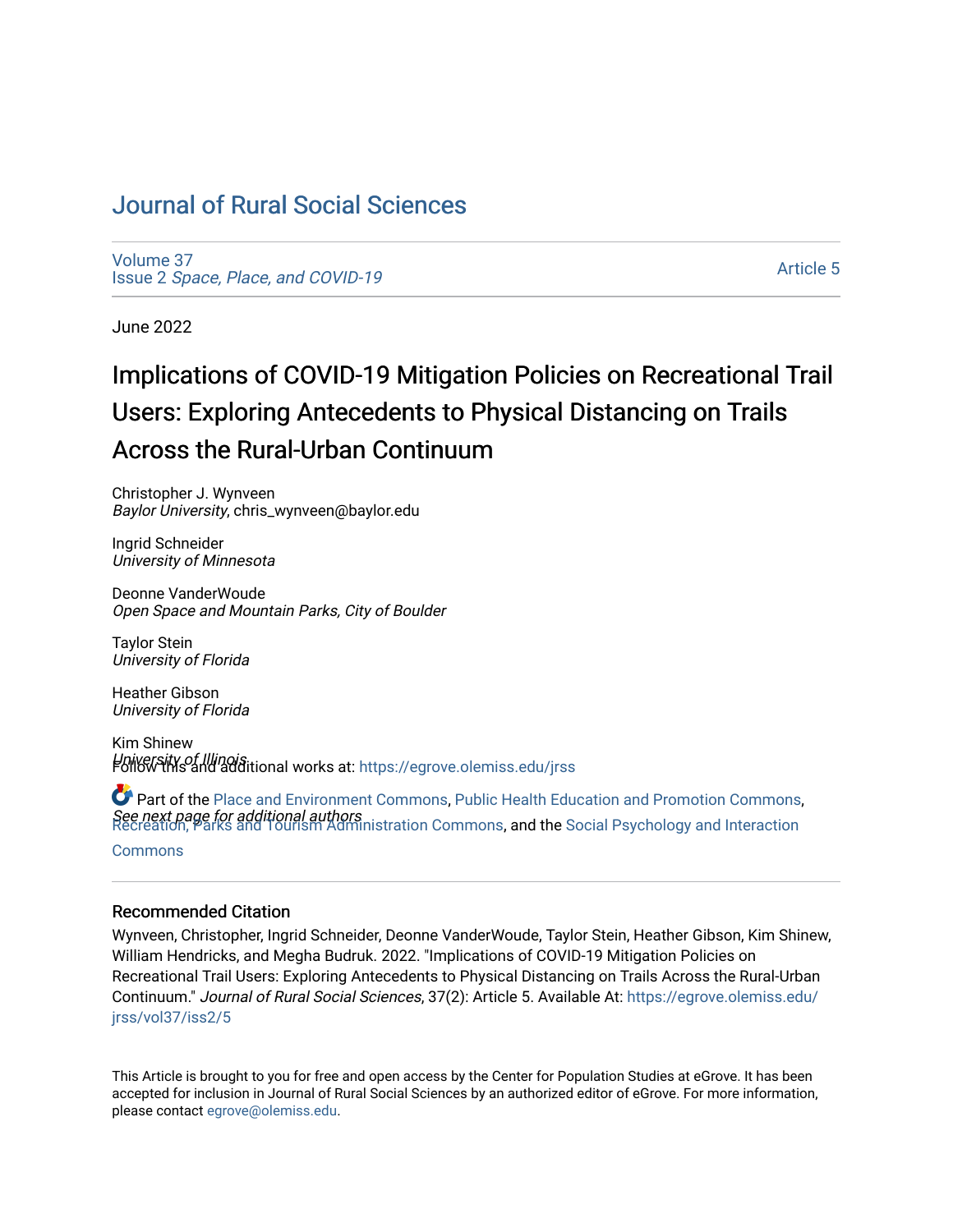# Journal of Rural Social Sciences

Volume 37
Issue 2 *Space, Place, and COVID-19*

Article 5

June 2022

## Implications of COVID-19 Mitigation Policies on Recreational Trail Users: Exploring Antecedents to Physical Distancing on Trails Across the Rural-Urban Continuum

Christopher J. Wynveen
*Baylor University*, chris_wynveen@baylor.edu

Ingrid Schneider
*University of Minnesota*

Deonne VanderWoude
*Open Space and Mountain Parks, City of Boulder*

Taylor Stein
*University of Florida*

Heather Gibson
*University of Florida*

Kim Shinew
*University of Illinois*

*See next page for additional authors*

Follow this and additional works at: https://egrove.olemiss.edu/jrss

Part of the Place and Environment Commons, Public Health Education and Promotion Commons, Recreation, Parks and Tourism Administration Commons, and the Social Psychology and Interaction Commons

### Recommended Citation

Wynveen, Christopher, Ingrid Schneider, Deonne VanderWoude, Taylor Stein, Heather Gibson, Kim Shinew, William Hendricks, and Megha Budruk. 2022. "Implications of COVID-19 Mitigation Policies on Recreational Trail Users: Exploring Antecedents to Physical Distancing on Trails Across the Rural-Urban Continuum." *Journal of Rural Social Sciences*, 37(2): Article 5. Available At: https://egrove.olemiss.edu/jrss/vol37/iss2/5

This Article is brought to you for free and open access by the Center for Population Studies at eGrove. It has been accepted for inclusion in Journal of Rural Social Sciences by an authorized editor of eGrove. For more information, please contact egrove@olemiss.edu.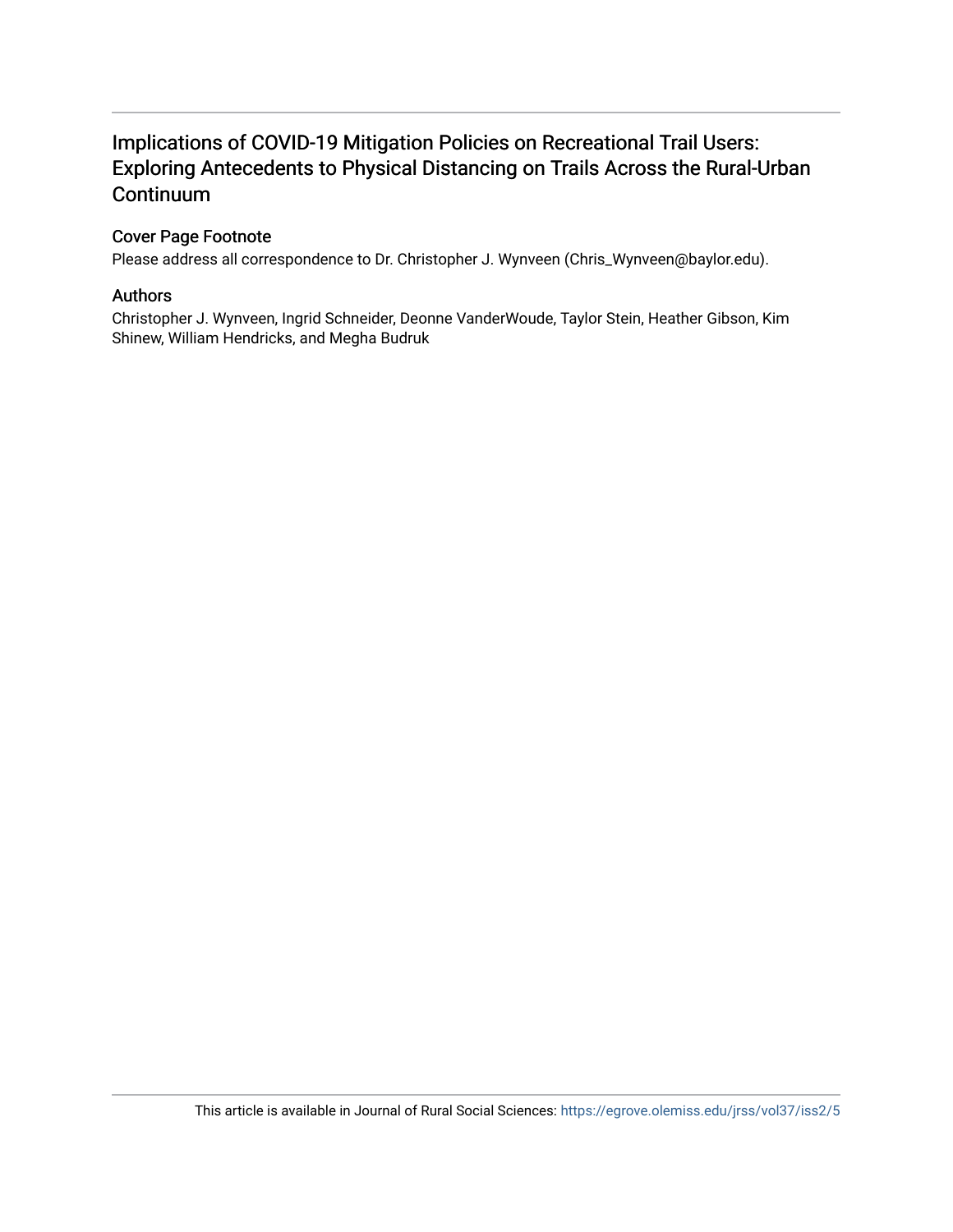# Implications of COVID-19 Mitigation Policies on Recreational Trail Users: Exploring Antecedents to Physical Distancing on Trails Across the Rural-Urban Continuum

## Cover Page Footnote

Please address all correspondence to Dr. Christopher J. Wynveen (Chris_Wynveen@baylor.edu).

## Authors

Christopher J. Wynveen, Ingrid Schneider, Deonne VanderWoude, Taylor Stein, Heather Gibson, Kim Shinew, William Hendricks, and Megha Budruk

This article is available in Journal of Rural Social Sciences: https://egrove.olemiss.edu/jrss/vol37/iss2/5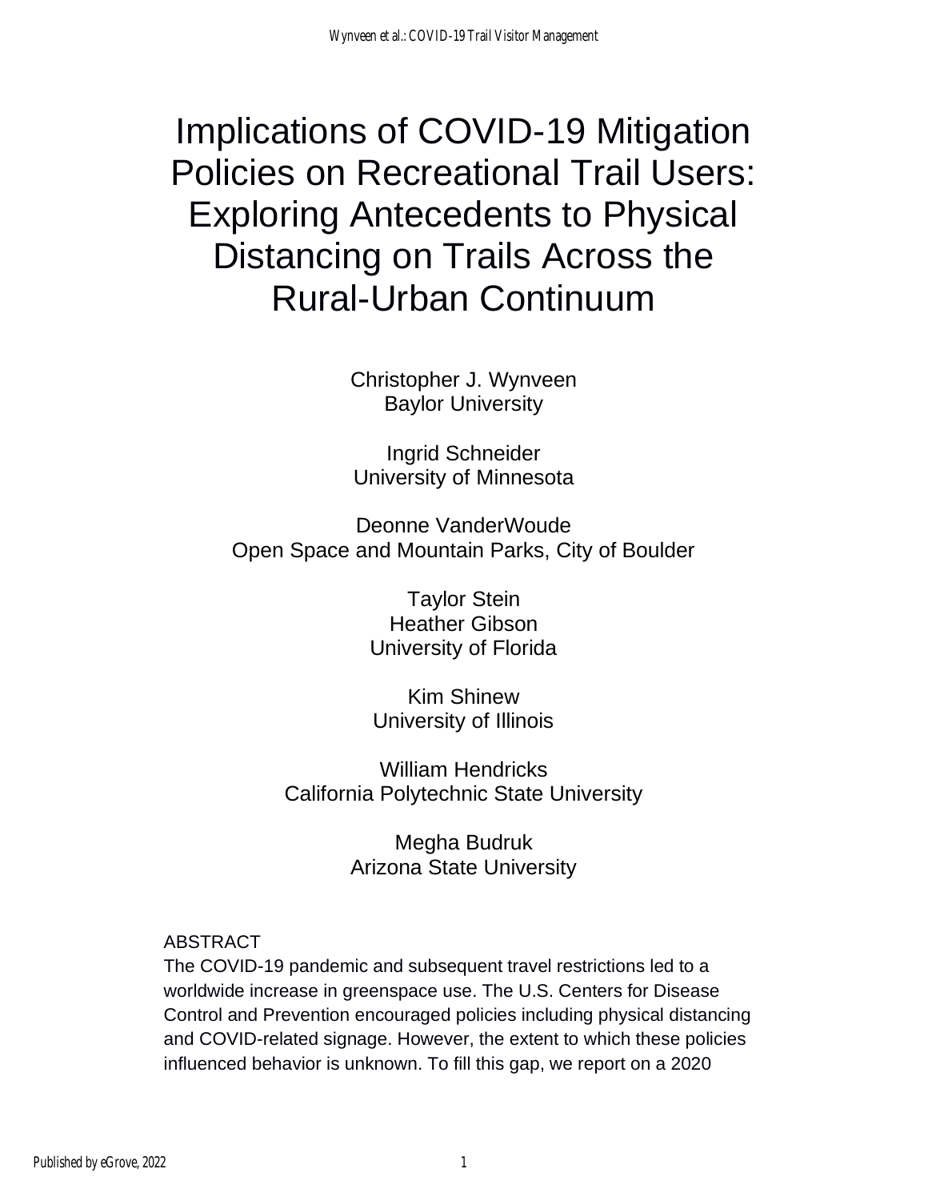－ # Implications of COVID-19 Mitigation Policies on Recreational Trail Users: Exploring Antecedents to Physical Distancing on Trails Across the Rural-Urban Continuum

Christopher J. Wynveen
Baylor University

Ingrid Schneider
University of Minnesota

Deonne VanderWoude
Open Space and Mountain Parks, City of Boulder

Taylor Stein
Heather Gibson
University of Florida

Kim Shinew
University of Illinois

William Hendricks
California Polytechnic State University

Megha Budruk
Arizona State University

ABSTRACT

The COVID-19 pandemic and subsequent travel restrictions led to a worldwide increase in greenspace use. The U.S. Centers for Disease Control and Prevention encouraged policies including physical distancing and COVID-related signage. However, the extent to which these policies influenced behavior is unknown. To fill this gap, we report on a 2020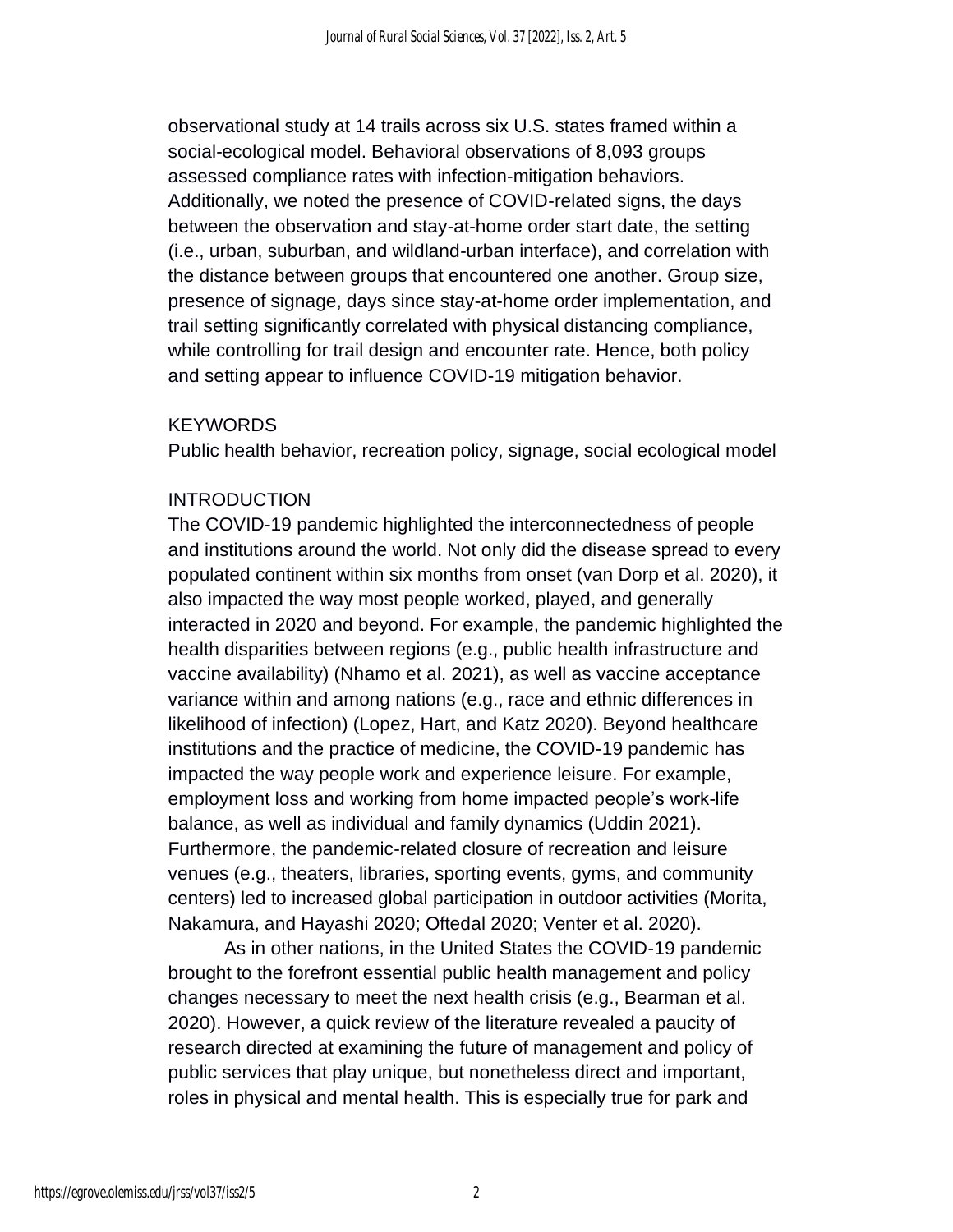observational study at 14 trails across six U.S. states framed within a social-ecological model. Behavioral observations of 8,093 groups assessed compliance rates with infection-mitigation behaviors. Additionally, we noted the presence of COVID-related signs, the days between the observation and stay-at-home order start date, the setting (i.e., urban, suburban, and wildland-urban interface), and correlation with the distance between groups that encountered one another. Group size, presence of signage, days since stay-at-home order implementation, and trail setting significantly correlated with physical distancing compliance, while controlling for trail design and encounter rate. Hence, both policy and setting appear to influence COVID-19 mitigation behavior.

## KEYWORDS

Public health behavior, recreation policy, signage, social ecological model

## INTRODUCTION

The COVID-19 pandemic highlighted the interconnectedness of people and institutions around the world. Not only did the disease spread to every populated continent within six months from onset (van Dorp et al. 2020), it also impacted the way most people worked, played, and generally interacted in 2020 and beyond. For example, the pandemic highlighted the health disparities between regions (e.g., public health infrastructure and vaccine availability) (Nhamo et al. 2021), as well as vaccine acceptance variance within and among nations (e.g., race and ethnic differences in likelihood of infection) (Lopez, Hart, and Katz 2020). Beyond healthcare institutions and the practice of medicine, the COVID-19 pandemic has impacted the way people work and experience leisure. For example, employment loss and working from home impacted people's work-life balance, as well as individual and family dynamics (Uddin 2021). Furthermore, the pandemic-related closure of recreation and leisure venues (e.g., theaters, libraries, sporting events, gyms, and community centers) led to increased global participation in outdoor activities (Morita, Nakamura, and Hayashi 2020; Oftedal 2020; Venter et al. 2020).

As in other nations, in the United States the COVID-19 pandemic brought to the forefront essential public health management and policy changes necessary to meet the next health crisis (e.g., Bearman et al. 2020). However, a quick review of the literature revealed a paucity of research directed at examining the future of management and policy of public services that play unique, but nonetheless direct and important, roles in physical and mental health. This is especially true for park and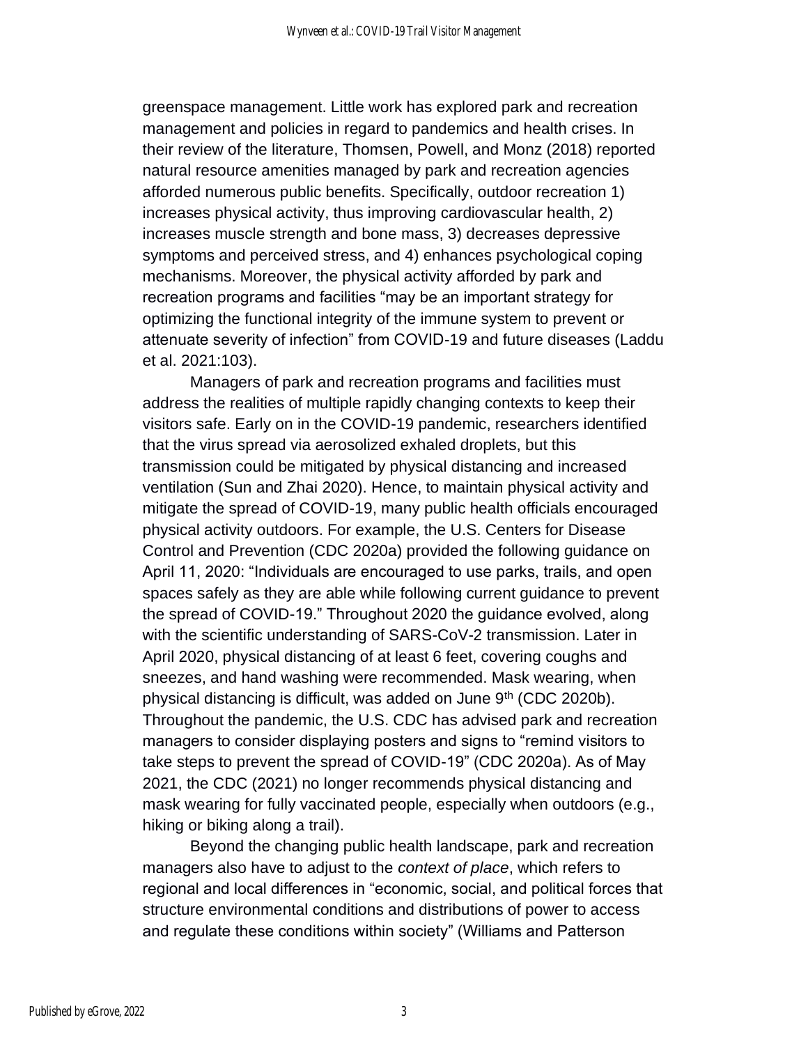greenspace management. Little work has explored park and recreation management and policies in regard to pandemics and health crises. In their review of the literature, Thomsen, Powell, and Monz (2018) reported natural resource amenities managed by park and recreation agencies afforded numerous public benefits. Specifically, outdoor recreation 1) increases physical activity, thus improving cardiovascular health, 2) increases muscle strength and bone mass, 3) decreases depressive symptoms and perceived stress, and 4) enhances psychological coping mechanisms. Moreover, the physical activity afforded by park and recreation programs and facilities "may be an important strategy for optimizing the functional integrity of the immune system to prevent or attenuate severity of infection" from COVID-19 and future diseases (Laddu et al. 2021:103).

Managers of park and recreation programs and facilities must address the realities of multiple rapidly changing contexts to keep their visitors safe. Early on in the COVID-19 pandemic, researchers identified that the virus spread via aerosolized exhaled droplets, but this transmission could be mitigated by physical distancing and increased ventilation (Sun and Zhai 2020). Hence, to maintain physical activity and mitigate the spread of COVID-19, many public health officials encouraged physical activity outdoors. For example, the U.S. Centers for Disease Control and Prevention (CDC 2020a) provided the following guidance on April 11, 2020: "Individuals are encouraged to use parks, trails, and open spaces safely as they are able while following current guidance to prevent the spread of COVID-19." Throughout 2020 the guidance evolved, along with the scientific understanding of SARS-CoV-2 transmission. Later in April 2020, physical distancing of at least 6 feet, covering coughs and sneezes, and hand washing were recommended. Mask wearing, when physical distancing is difficult, was added on June 9th (CDC 2020b). Throughout the pandemic, the U.S. CDC has advised park and recreation managers to consider displaying posters and signs to "remind visitors to take steps to prevent the spread of COVID-19" (CDC 2020a). As of May 2021, the CDC (2021) no longer recommends physical distancing and mask wearing for fully vaccinated people, especially when outdoors (e.g., hiking or biking along a trail).

Beyond the changing public health landscape, park and recreation managers also have to adjust to the *context of place*, which refers to regional and local differences in "economic, social, and political forces that structure environmental conditions and distributions of power to access and regulate these conditions within society" (Williams and Patterson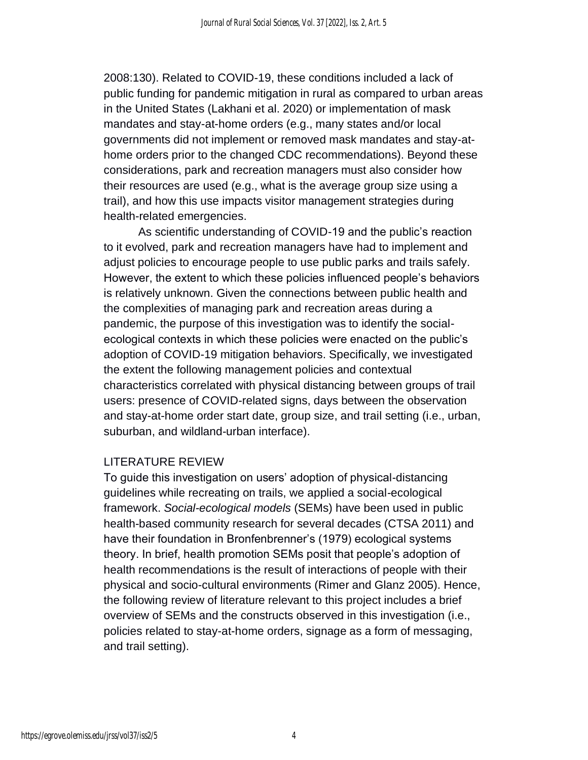2008:130). Related to COVID-19, these conditions included a lack of public funding for pandemic mitigation in rural as compared to urban areas in the United States (Lakhani et al. 2020) or implementation of mask mandates and stay-at-home orders (e.g., many states and/or local governments did not implement or removed mask mandates and stay-at-home orders prior to the changed CDC recommendations). Beyond these considerations, park and recreation managers must also consider how their resources are used (e.g., what is the average group size using a trail), and how this use impacts visitor management strategies during health-related emergencies.

As scientific understanding of COVID-19 and the public's reaction to it evolved, park and recreation managers have had to implement and adjust policies to encourage people to use public parks and trails safely. However, the extent to which these policies influenced people's behaviors is relatively unknown. Given the connections between public health and the complexities of managing park and recreation areas during a pandemic, the purpose of this investigation was to identify the social-ecological contexts in which these policies were enacted on the public's adoption of COVID-19 mitigation behaviors. Specifically, we investigated the extent the following management policies and contextual characteristics correlated with physical distancing between groups of trail users: presence of COVID-related signs, days between the observation and stay-at-home order start date, group size, and trail setting (i.e., urban, suburban, and wildland-urban interface).

## LITERATURE REVIEW

To guide this investigation on users' adoption of physical-distancing guidelines while recreating on trails, we applied a social-ecological framework. *Social-ecological models* (SEMs) have been used in public health-based community research for several decades (CTSA 2011) and have their foundation in Bronfenbrenner's (1979) ecological systems theory. In brief, health promotion SEMs posit that people's adoption of health recommendations is the result of interactions of people with their physical and socio-cultural environments (Rimer and Glanz 2005). Hence, the following review of literature relevant to this project includes a brief overview of SEMs and the constructs observed in this investigation (i.e., policies related to stay-at-home orders, signage as a form of messaging, and trail setting).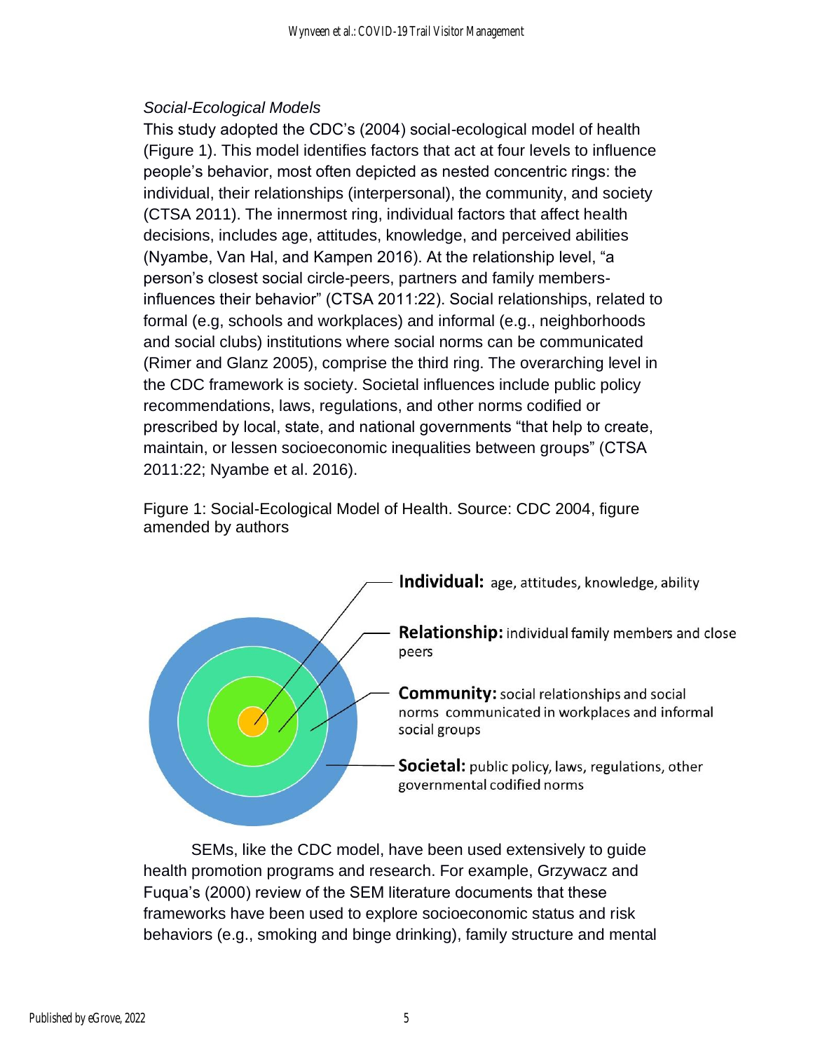*Social-Ecological Models*

This study adopted the CDC's (2004) social-ecological model of health (Figure 1). This model identifies factors that act at four levels to influence people's behavior, most often depicted as nested concentric rings: the individual, their relationships (interpersonal), the community, and society (CTSA 2011). The innermost ring, individual factors that affect health decisions, includes age, attitudes, knowledge, and perceived abilities (Nyambe, Van Hal, and Kampen 2016). At the relationship level, "a person's closest social circle-peers, partners and family members-influences their behavior" (CTSA 2011:22). Social relationships, related to formal (e.g, schools and workplaces) and informal (e.g., neighborhoods and social clubs) institutions where social norms can be communicated (Rimer and Glanz 2005), comprise the third ring. The overarching level in the CDC framework is society. Societal influences include public policy recommendations, laws, regulations, and other norms codified or prescribed by local, state, and national governments "that help to create, maintain, or lessen socioeconomic inequalities between groups" (CTSA 2011:22; Nyambe et al. 2016).

Figure 1: Social-Ecological Model of Health. Source: CDC 2004, figure amended by authors

**Individual:** age, attitudes, knowledge, ability

**Relationship:** individual family members and close peers

**Community:** social relationships and social norms communicated in workplaces and informal social groups

**Societal:** public policy, laws, regulations, other governmental codified norms

SEMs, like the CDC model, have been used extensively to guide health promotion programs and research. For example, Grzywacz and Fuqua's (2000) review of the SEM literature documents that these frameworks have been used to explore socioeconomic status and risk behaviors (e.g., smoking and binge drinking), family structure and mental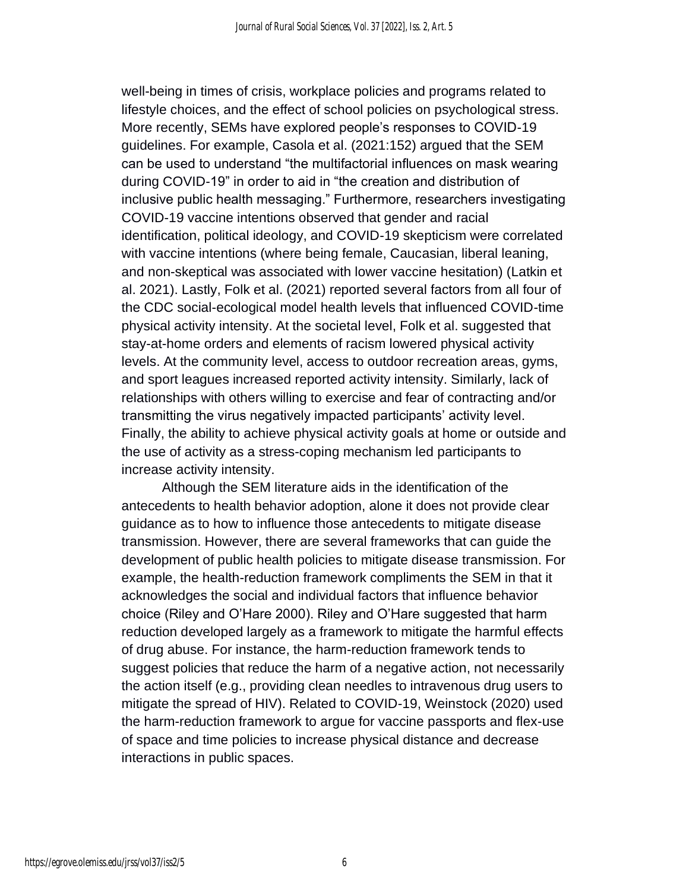well-being in times of crisis, workplace policies and programs related to lifestyle choices, and the effect of school policies on psychological stress. More recently, SEMs have explored people's responses to COVID-19 guidelines. For example, Casola et al. (2021:152) argued that the SEM can be used to understand "the multifactorial influences on mask wearing during COVID-19" in order to aid in "the creation and distribution of inclusive public health messaging." Furthermore, researchers investigating COVID-19 vaccine intentions observed that gender and racial identification, political ideology, and COVID-19 skepticism were correlated with vaccine intentions (where being female, Caucasian, liberal leaning, and non-skeptical was associated with lower vaccine hesitation) (Latkin et al. 2021). Lastly, Folk et al. (2021) reported several factors from all four of the CDC social-ecological model health levels that influenced COVID-time physical activity intensity. At the societal level, Folk et al. suggested that stay-at-home orders and elements of racism lowered physical activity levels. At the community level, access to outdoor recreation areas, gyms, and sport leagues increased reported activity intensity. Similarly, lack of relationships with others willing to exercise and fear of contracting and/or transmitting the virus negatively impacted participants' activity level. Finally, the ability to achieve physical activity goals at home or outside and the use of activity as a stress-coping mechanism led participants to increase activity intensity.

Although the SEM literature aids in the identification of the antecedents to health behavior adoption, alone it does not provide clear guidance as to how to influence those antecedents to mitigate disease transmission. However, there are several frameworks that can guide the development of public health policies to mitigate disease transmission. For example, the health-reduction framework compliments the SEM in that it acknowledges the social and individual factors that influence behavior choice (Riley and O'Hare 2000). Riley and O'Hare suggested that harm reduction developed largely as a framework to mitigate the harmful effects of drug abuse. For instance, the harm-reduction framework tends to suggest policies that reduce the harm of a negative action, not necessarily the action itself (e.g., providing clean needles to intravenous drug users to mitigate the spread of HIV). Related to COVID-19, Weinstock (2020) used the harm-reduction framework to argue for vaccine passports and flex-use of space and time policies to increase physical distance and decrease interactions in public spaces.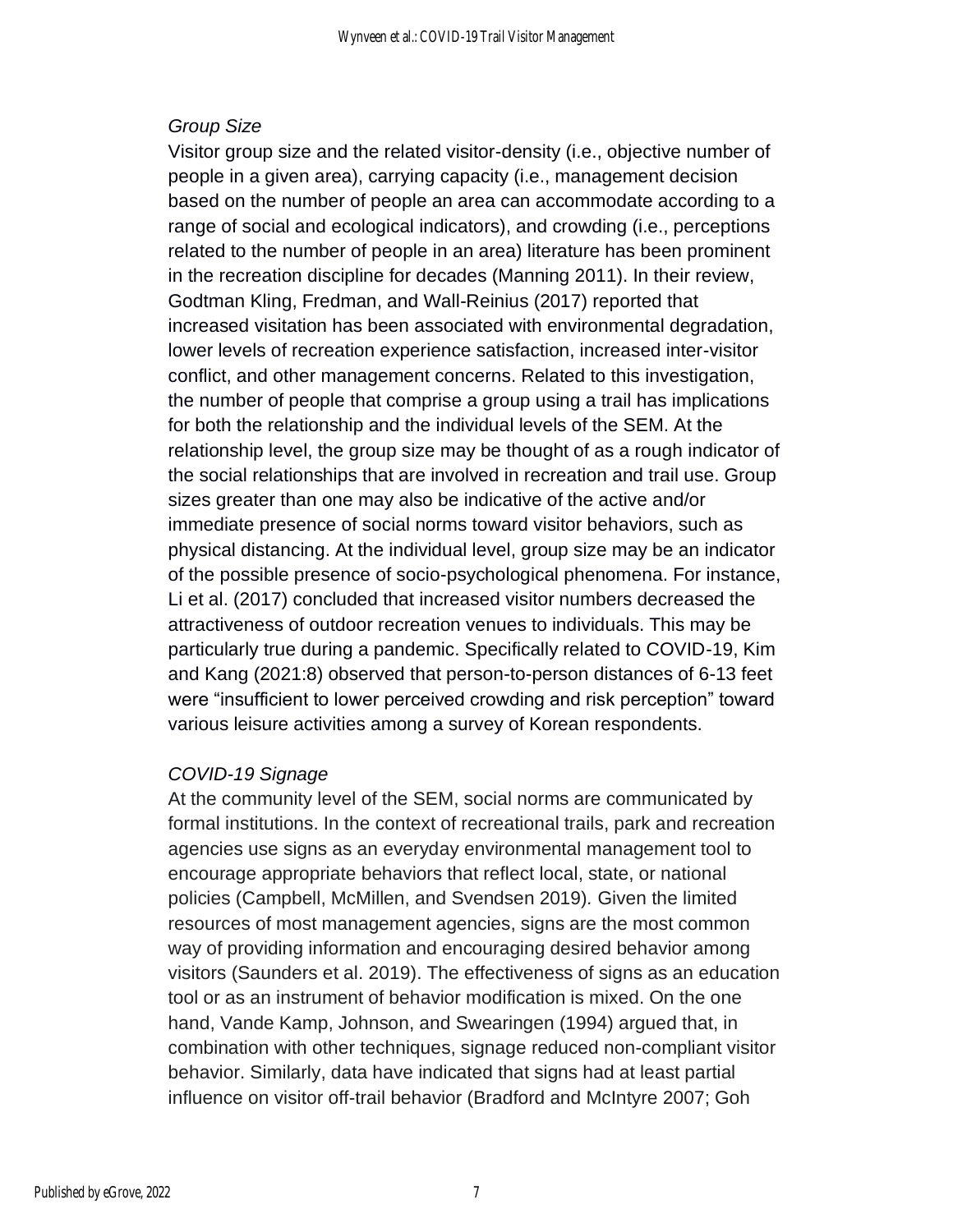*Group Size*

Visitor group size and the related visitor-density (i.e., objective number of people in a given area), carrying capacity (i.e., management decision based on the number of people an area can accommodate according to a range of social and ecological indicators), and crowding (i.e., perceptions related to the number of people in an area) literature has been prominent in the recreation discipline for decades (Manning 2011). In their review, Godtman Kling, Fredman, and Wall-Reinius (2017) reported that increased visitation has been associated with environmental degradation, lower levels of recreation experience satisfaction, increased inter-visitor conflict, and other management concerns. Related to this investigation, the number of people that comprise a group using a trail has implications for both the relationship and the individual levels of the SEM. At the relationship level, the group size may be thought of as a rough indicator of the social relationships that are involved in recreation and trail use. Group sizes greater than one may also be indicative of the active and/or immediate presence of social norms toward visitor behaviors, such as physical distancing. At the individual level, group size may be an indicator of the possible presence of socio-psychological phenomena. For instance, Li et al. (2017) concluded that increased visitor numbers decreased the attractiveness of outdoor recreation venues to individuals. This may be particularly true during a pandemic. Specifically related to COVID-19, Kim and Kang (2021:8) observed that person-to-person distances of 6-13 feet were "insufficient to lower perceived crowding and risk perception" toward various leisure activities among a survey of Korean respondents.

*COVID-19 Signage*

At the community level of the SEM, social norms are communicated by formal institutions. In the context of recreational trails, park and recreation agencies use signs as an everyday environmental management tool to encourage appropriate behaviors that reflect local, state, or national policies (Campbell, McMillen, and Svendsen 2019). Given the limited resources of most management agencies, signs are the most common way of providing information and encouraging desired behavior among visitors (Saunders et al. 2019). The effectiveness of signs as an education tool or as an instrument of behavior modification is mixed. On the one hand, Vande Kamp, Johnson, and Swearingen (1994) argued that, in combination with other techniques, signage reduced non-compliant visitor behavior. Similarly, data have indicated that signs had at least partial influence on visitor off-trail behavior (Bradford and McIntyre 2007; Goh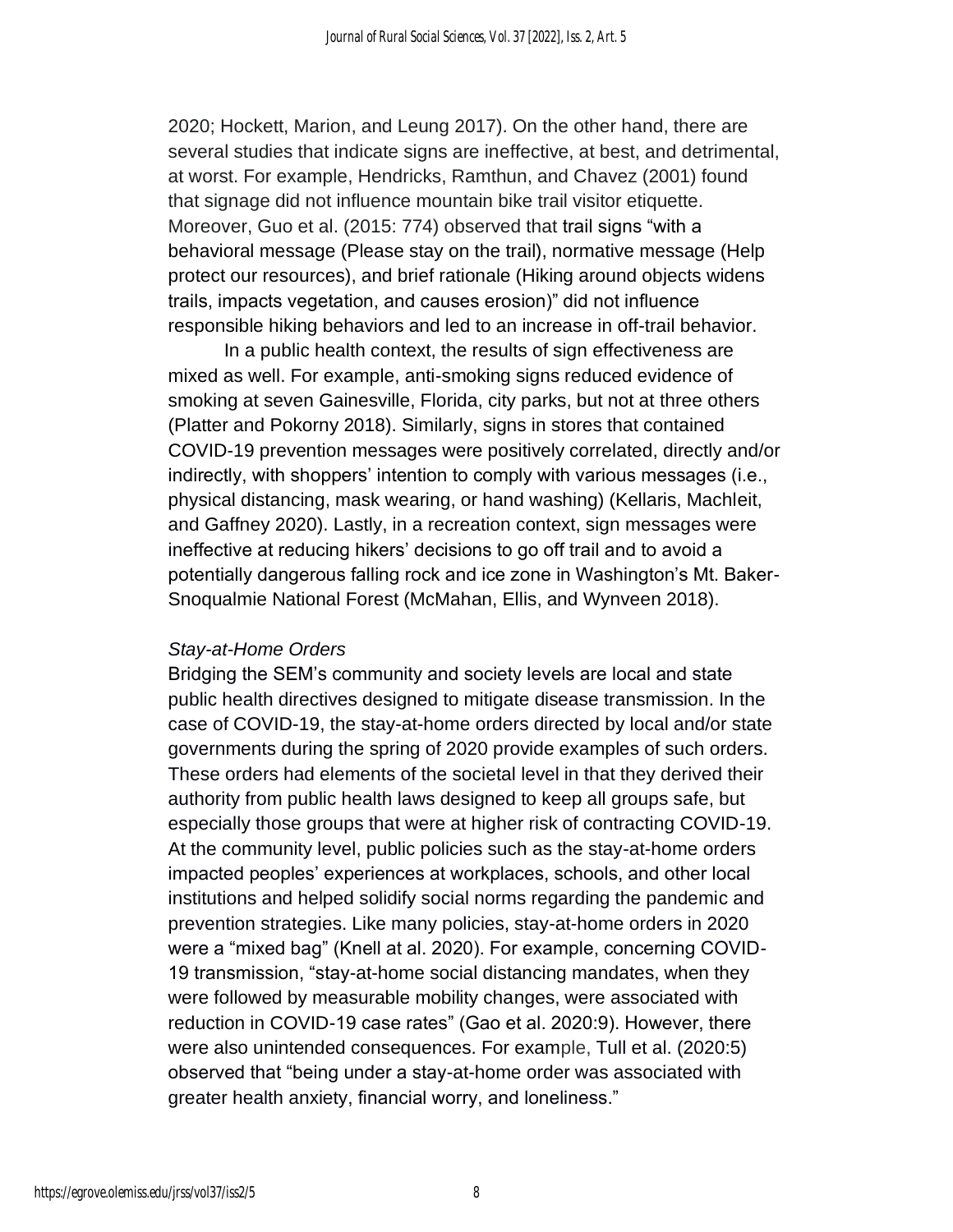2020; Hockett, Marion, and Leung 2017). On the other hand, there are several studies that indicate signs are ineffective, at best, and detrimental, at worst. For example, Hendricks, Ramthun, and Chavez (2001) found that signage did not influence mountain bike trail visitor etiquette. Moreover, Guo et al. (2015: 774) observed that trail signs "with a behavioral message (Please stay on the trail), normative message (Help protect our resources), and brief rationale (Hiking around objects widens trails, impacts vegetation, and causes erosion)" did not influence responsible hiking behaviors and led to an increase in off-trail behavior.

In a public health context, the results of sign effectiveness are mixed as well. For example, anti-smoking signs reduced evidence of smoking at seven Gainesville, Florida, city parks, but not at three others (Platter and Pokorny 2018). Similarly, signs in stores that contained COVID-19 prevention messages were positively correlated, directly and/or indirectly, with shoppers' intention to comply with various messages (i.e., physical distancing, mask wearing, or hand washing) (Kellaris, Machleit, and Gaffney 2020). Lastly, in a recreation context, sign messages were ineffective at reducing hikers' decisions to go off trail and to avoid a potentially dangerous falling rock and ice zone in Washington's Mt. Baker-Snoqualmie National Forest (McMahan, Ellis, and Wynveen 2018).

### *Stay-at-Home Orders*

Bridging the SEM's community and society levels are local and state public health directives designed to mitigate disease transmission. In the case of COVID-19, the stay-at-home orders directed by local and/or state governments during the spring of 2020 provide examples of such orders. These orders had elements of the societal level in that they derived their authority from public health laws designed to keep all groups safe, but especially those groups that were at higher risk of contracting COVID-19. At the community level, public policies such as the stay-at-home orders impacted peoples' experiences at workplaces, schools, and other local institutions and helped solidify social norms regarding the pandemic and prevention strategies. Like many policies, stay-at-home orders in 2020 were a "mixed bag" (Knell at al. 2020). For example, concerning COVID-19 transmission, "stay-at-home social distancing mandates, when they were followed by measurable mobility changes, were associated with reduction in COVID-19 case rates" (Gao et al. 2020:9). However, there were also unintended consequences. For example, Tull et al. (2020:5) observed that "being under a stay-at-home order was associated with greater health anxiety, financial worry, and loneliness."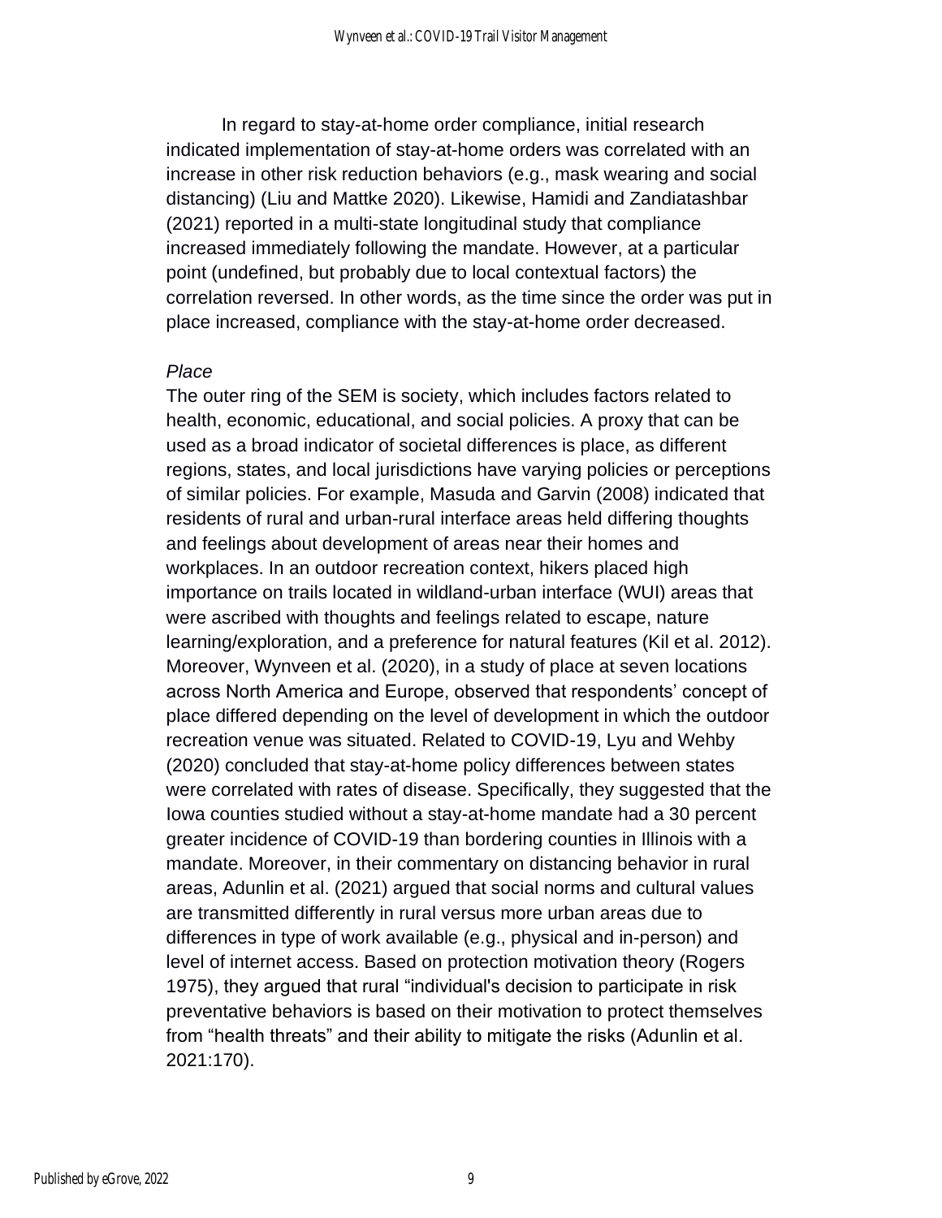In regard to stay-at-home order compliance, initial research indicated implementation of stay-at-home orders was correlated with an increase in other risk reduction behaviors (e.g., mask wearing and social distancing) (Liu and Mattke 2020). Likewise, Hamidi and Zandiatashbar (2021) reported in a multi-state longitudinal study that compliance increased immediately following the mandate. However, at a particular point (undefined, but probably due to local contextual factors) the correlation reversed. In other words, as the time since the order was put in place increased, compliance with the stay-at-home order decreased.

*Place*

The outer ring of the SEM is society, which includes factors related to health, economic, educational, and social policies. A proxy that can be used as a broad indicator of societal differences is place, as different regions, states, and local jurisdictions have varying policies or perceptions of similar policies. For example, Masuda and Garvin (2008) indicated that residents of rural and urban-rural interface areas held differing thoughts and feelings about development of areas near their homes and workplaces. In an outdoor recreation context, hikers placed high importance on trails located in wildland-urban interface (WUI) areas that were ascribed with thoughts and feelings related to escape, nature learning/exploration, and a preference for natural features (Kil et al. 2012). Moreover, Wynveen et al. (2020), in a study of place at seven locations across North America and Europe, observed that respondents' concept of place differed depending on the level of development in which the outdoor recreation venue was situated. Related to COVID-19, Lyu and Wehby (2020) concluded that stay-at-home policy differences between states were correlated with rates of disease. Specifically, they suggested that the Iowa counties studied without a stay-at-home mandate had a 30 percent greater incidence of COVID-19 than bordering counties in Illinois with a mandate. Moreover, in their commentary on distancing behavior in rural areas, Adunlin et al. (2021) argued that social norms and cultural values are transmitted differently in rural versus more urban areas due to differences in type of work available (e.g., physical and in-person) and level of internet access. Based on protection motivation theory (Rogers 1975), they argued that rural "individual's decision to participate in risk preventative behaviors is based on their motivation to protect themselves from "health threats" and their ability to mitigate the risks (Adunlin et al. 2021:170).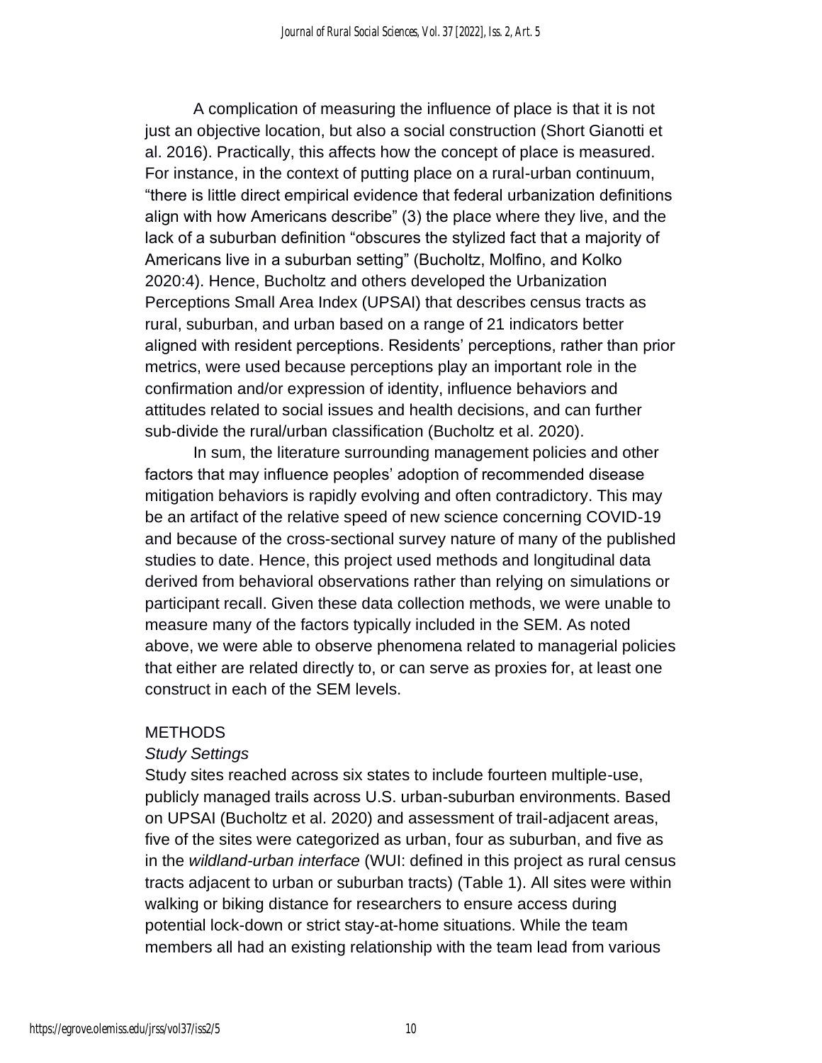A complication of measuring the influence of place is that it is not just an objective location, but also a social construction (Short Gianotti et al. 2016). Practically, this affects how the concept of place is measured. For instance, in the context of putting place on a rural-urban continuum, "there is little direct empirical evidence that federal urbanization definitions align with how Americans describe" (3) the place where they live, and the lack of a suburban definition "obscures the stylized fact that a majority of Americans live in a suburban setting" (Bucholtz, Molfino, and Kolko 2020:4). Hence, Bucholtz and others developed the Urbanization Perceptions Small Area Index (UPSAI) that describes census tracts as rural, suburban, and urban based on a range of 21 indicators better aligned with resident perceptions. Residents' perceptions, rather than prior metrics, were used because perceptions play an important role in the confirmation and/or expression of identity, influence behaviors and attitudes related to social issues and health decisions, and can further sub-divide the rural/urban classification (Bucholtz et al. 2020).

In sum, the literature surrounding management policies and other factors that may influence peoples' adoption of recommended disease mitigation behaviors is rapidly evolving and often contradictory. This may be an artifact of the relative speed of new science concerning COVID-19 and because of the cross-sectional survey nature of many of the published studies to date. Hence, this project used methods and longitudinal data derived from behavioral observations rather than relying on simulations or participant recall. Given these data collection methods, we were unable to measure many of the factors typically included in the SEM. As noted above, we were able to observe phenomena related to managerial policies that either are related directly to, or can serve as proxies for, at least one construct in each of the SEM levels.

## METHODS

### *Study Settings*

Study sites reached across six states to include fourteen multiple-use, publicly managed trails across U.S. urban-suburban environments. Based on UPSAI (Bucholtz et al. 2020) and assessment of trail-adjacent areas, five of the sites were categorized as urban, four as suburban, and five as in the *wildland-urban interface* (WUI: defined in this project as rural census tracts adjacent to urban or suburban tracts) (Table 1). All sites were within walking or biking distance for researchers to ensure access during potential lock-down or strict stay-at-home situations. While the team members all had an existing relationship with the team lead from various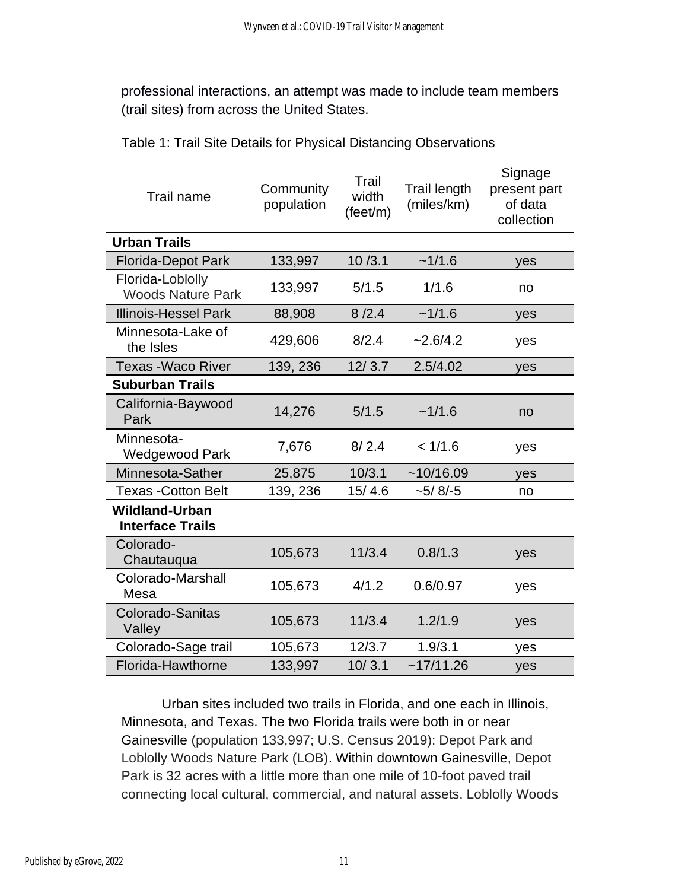professional interactions, an attempt was made to include team members (trail sites) from across the United States.

Table 1: Trail Site Details for Physical Distancing Observations

| Trail name | Community population | Trail width (feet/m) | Trail length (miles/km) | Signage present part of data collection |
|---|---|---|---|---|
| **Urban Trails** | | | | |
| Florida-Depot Park | 133,997 | 10 /3.1 | ~1/1.6 | yes |
| Florida-Loblolly Woods Nature Park | 133,997 | 5/1.5 | 1/1.6 | no |
| Illinois-Hessel Park | 88,908 | 8 /2.4 | ~1/1.6 | yes |
| Minnesota-Lake of the Isles | 429,606 | 8/2.4 | ~2.6/4.2 | yes |
| Texas -Waco River | 139, 236 | 12/ 3.7 | 2.5/4.02 | yes |
| **Suburban Trails** | | | | |
| California-Baywood Park | 14,276 | 5/1.5 | ~1/1.6 | no |
| Minnesota-Wedgewood Park | 7,676 | 8/ 2.4 | < 1/1.6 | yes |
| Minnesota-Sather | 25,875 | 10/3.1 | ~10/16.09 | yes |
| Texas -Cotton Belt | 139, 236 | 15/ 4.6 | ~5/ 8/-5 | no |
| **Wildland-Urban Interface Trails** | | | | |
| Colorado-Chautauqua | 105,673 | 11/3.4 | 0.8/1.3 | yes |
| Colorado-Marshall Mesa | 105,673 | 4/1.2 | 0.6/0.97 | yes |
| Colorado-Sanitas Valley | 105,673 | 11/3.4 | 1.2/1.9 | yes |
| Colorado-Sage trail | 105,673 | 12/3.7 | 1.9/3.1 | yes |
| Florida-Hawthorne | 133,997 | 10/ 3.1 | ~17/11.26 | yes |

Urban sites included two trails in Florida, and one each in Illinois, Minnesota, and Texas. The two Florida trails were both in or near Gainesville (population 133,997; U.S. Census 2019): Depot Park and Loblolly Woods Nature Park (LOB). Within downtown Gainesville, Depot Park is 32 acres with a little more than one mile of 10-foot paved trail connecting local cultural, commercial, and natural assets. Loblolly Woods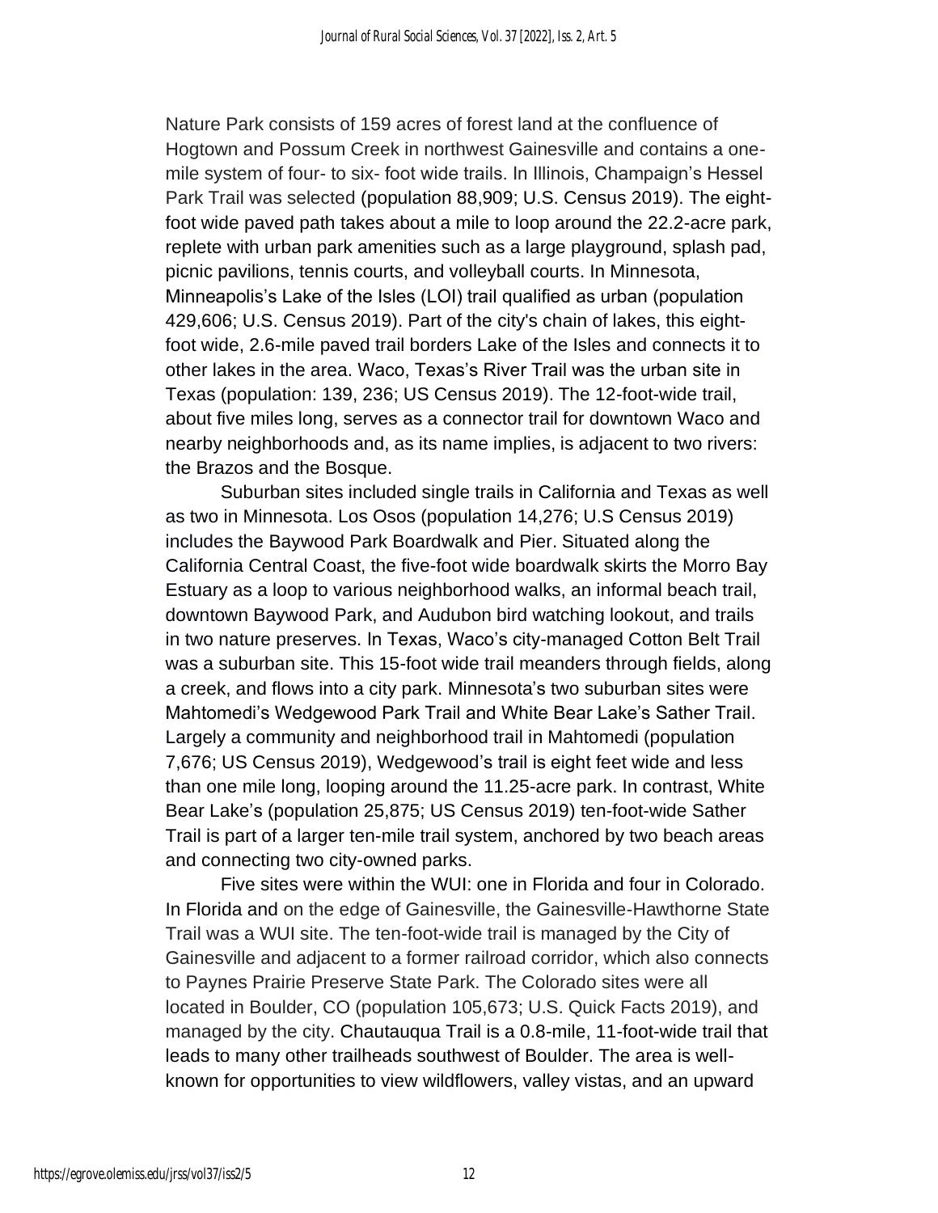Nature Park consists of 159 acres of forest land at the confluence of Hogtown and Possum Creek in northwest Gainesville and contains a one-mile system of four- to six- foot wide trails. In Illinois, Champaign's Hessel Park Trail was selected (population 88,909; U.S. Census 2019). The eight-foot wide paved path takes about a mile to loop around the 22.2-acre park, replete with urban park amenities such as a large playground, splash pad, picnic pavilions, tennis courts, and volleyball courts. In Minnesota, Minneapolis's Lake of the Isles (LOI) trail qualified as urban (population 429,606; U.S. Census 2019). Part of the city's chain of lakes, this eight-foot wide, 2.6-mile paved trail borders Lake of the Isles and connects it to other lakes in the area. Waco, Texas's River Trail was the urban site in Texas (population: 139, 236; US Census 2019). The 12-foot-wide trail, about five miles long, serves as a connector trail for downtown Waco and nearby neighborhoods and, as its name implies, is adjacent to two rivers: the Brazos and the Bosque.

Suburban sites included single trails in California and Texas as well as two in Minnesota. Los Osos (population 14,276; U.S Census 2019) includes the Baywood Park Boardwalk and Pier. Situated along the California Central Coast, the five-foot wide boardwalk skirts the Morro Bay Estuary as a loop to various neighborhood walks, an informal beach trail, downtown Baywood Park, and Audubon bird watching lookout, and trails in two nature preserves. In Texas, Waco's city-managed Cotton Belt Trail was a suburban site. This 15-foot wide trail meanders through fields, along a creek, and flows into a city park. Minnesota's two suburban sites were Mahtomedi's Wedgewood Park Trail and White Bear Lake's Sather Trail. Largely a community and neighborhood trail in Mahtomedi (population 7,676; US Census 2019), Wedgewood's trail is eight feet wide and less than one mile long, looping around the 11.25-acre park. In contrast, White Bear Lake's (population 25,875; US Census 2019) ten-foot-wide Sather Trail is part of a larger ten-mile trail system, anchored by two beach areas and connecting two city-owned parks.

Five sites were within the WUI: one in Florida and four in Colorado. In Florida and on the edge of Gainesville, the Gainesville-Hawthorne State Trail was a WUI site. The ten-foot-wide trail is managed by the City of Gainesville and adjacent to a former railroad corridor, which also connects to Paynes Prairie Preserve State Park. The Colorado sites were all located in Boulder, CO (population 105,673; U.S. Quick Facts 2019), and managed by the city. Chautauqua Trail is a 0.8-mile, 11-foot-wide trail that leads to many other trailheads southwest of Boulder. The area is well-known for opportunities to view wildflowers, valley vistas, and an upward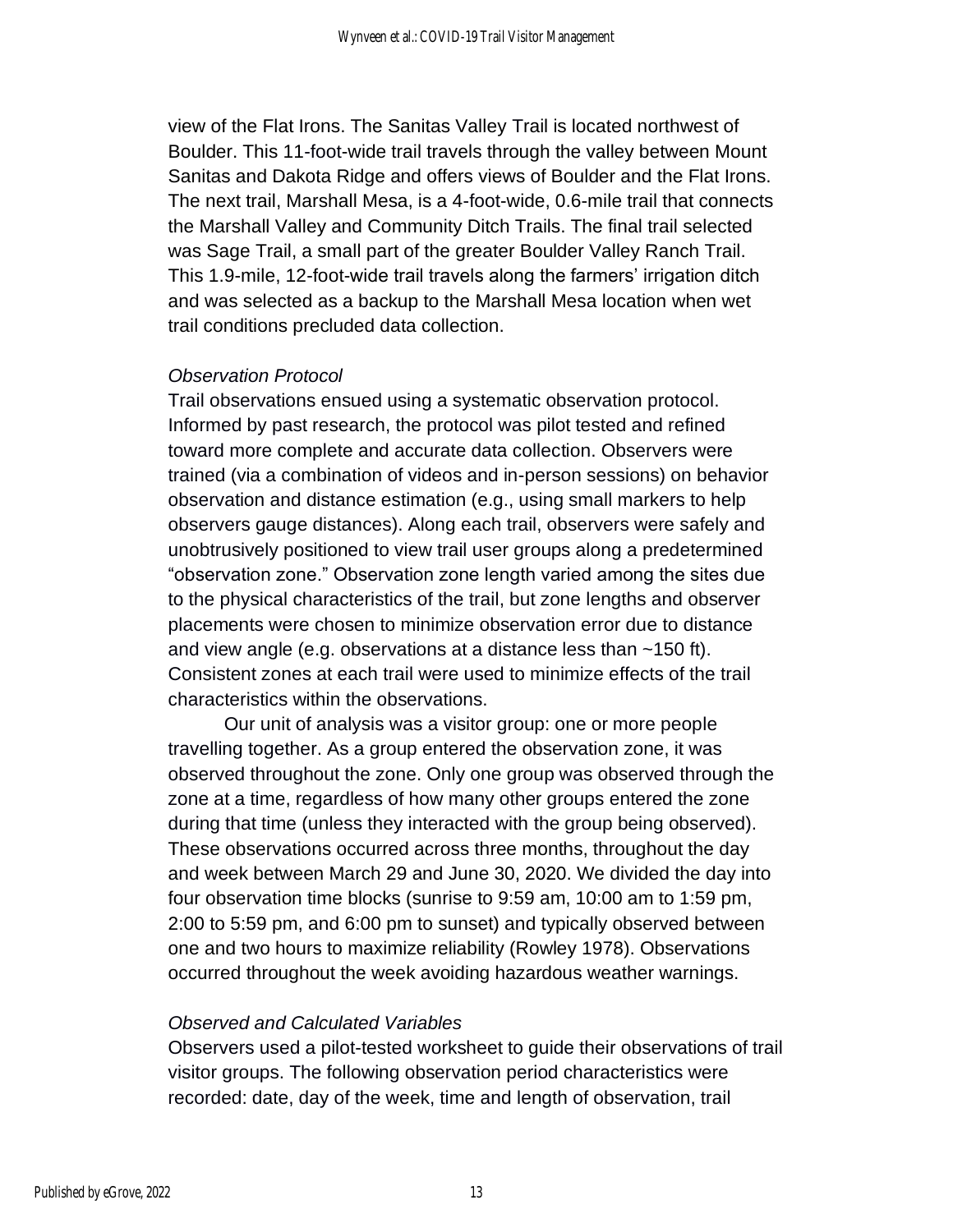view of the Flat Irons. The Sanitas Valley Trail is located northwest of Boulder. This 11-foot-wide trail travels through the valley between Mount Sanitas and Dakota Ridge and offers views of Boulder and the Flat Irons. The next trail, Marshall Mesa, is a 4-foot-wide, 0.6-mile trail that connects the Marshall Valley and Community Ditch Trails. The final trail selected was Sage Trail, a small part of the greater Boulder Valley Ranch Trail. This 1.9-mile, 12-foot-wide trail travels along the farmers' irrigation ditch and was selected as a backup to the Marshall Mesa location when wet trail conditions precluded data collection.

*Observation Protocol*

Trail observations ensued using a systematic observation protocol. Informed by past research, the protocol was pilot tested and refined toward more complete and accurate data collection. Observers were trained (via a combination of videos and in-person sessions) on behavior observation and distance estimation (e.g., using small markers to help observers gauge distances). Along each trail, observers were safely and unobtrusively positioned to view trail user groups along a predetermined "observation zone." Observation zone length varied among the sites due to the physical characteristics of the trail, but zone lengths and observer placements were chosen to minimize observation error due to distance and view angle (e.g. observations at a distance less than ~150 ft). Consistent zones at each trail were used to minimize effects of the trail characteristics within the observations.

Our unit of analysis was a visitor group: one or more people travelling together. As a group entered the observation zone, it was observed throughout the zone. Only one group was observed through the zone at a time, regardless of how many other groups entered the zone during that time (unless they interacted with the group being observed). These observations occurred across three months, throughout the day and week between March 29 and June 30, 2020. We divided the day into four observation time blocks (sunrise to 9:59 am, 10:00 am to 1:59 pm, 2:00 to 5:59 pm, and 6:00 pm to sunset) and typically observed between one and two hours to maximize reliability (Rowley 1978). Observations occurred throughout the week avoiding hazardous weather warnings.

*Observed and Calculated Variables*

Observers used a pilot-tested worksheet to guide their observations of trail visitor groups. The following observation period characteristics were recorded: date, day of the week, time and length of observation, trail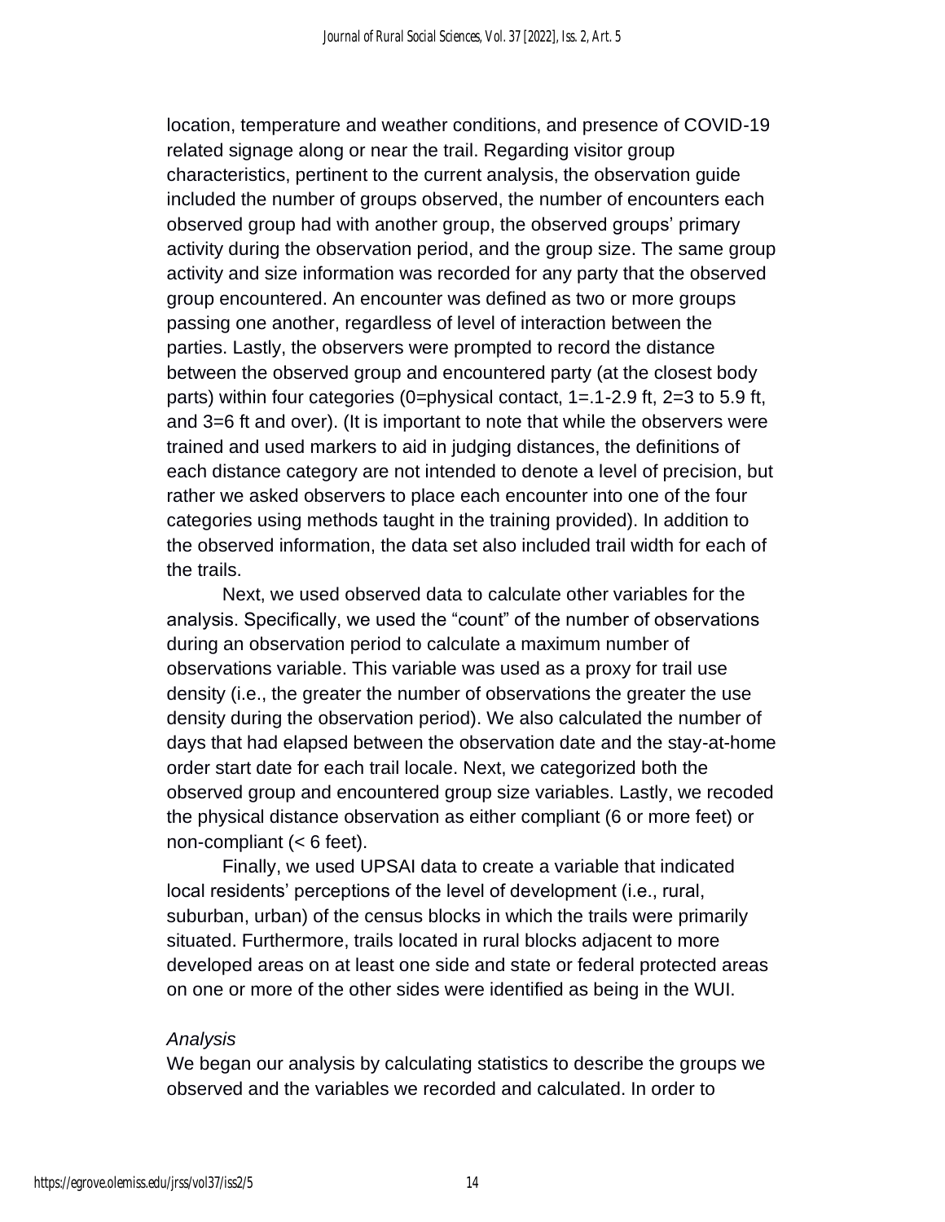location, temperature and weather conditions, and presence of COVID-19 related signage along or near the trail. Regarding visitor group characteristics, pertinent to the current analysis, the observation guide included the number of groups observed, the number of encounters each observed group had with another group, the observed groups' primary activity during the observation period, and the group size. The same group activity and size information was recorded for any party that the observed group encountered. An encounter was defined as two or more groups passing one another, regardless of level of interaction between the parties. Lastly, the observers were prompted to record the distance between the observed group and encountered party (at the closest body parts) within four categories (0=physical contact, 1=.1-2.9 ft, 2=3 to 5.9 ft, and 3=6 ft and over). (It is important to note that while the observers were trained and used markers to aid in judging distances, the definitions of each distance category are not intended to denote a level of precision, but rather we asked observers to place each encounter into one of the four categories using methods taught in the training provided). In addition to the observed information, the data set also included trail width for each of the trails.

Next, we used observed data to calculate other variables for the analysis. Specifically, we used the "count" of the number of observations during an observation period to calculate a maximum number of observations variable. This variable was used as a proxy for trail use density (i.e., the greater the number of observations the greater the use density during the observation period). We also calculated the number of days that had elapsed between the observation date and the stay-at-home order start date for each trail locale. Next, we categorized both the observed group and encountered group size variables. Lastly, we recoded the physical distance observation as either compliant (6 or more feet) or non-compliant (< 6 feet).

Finally, we used UPSAI data to create a variable that indicated local residents' perceptions of the level of development (i.e., rural, suburban, urban) of the census blocks in which the trails were primarily situated. Furthermore, trails located in rural blocks adjacent to more developed areas on at least one side and state or federal protected areas on one or more of the other sides were identified as being in the WUI.

### *Analysis*

We began our analysis by calculating statistics to describe the groups we observed and the variables we recorded and calculated. In order to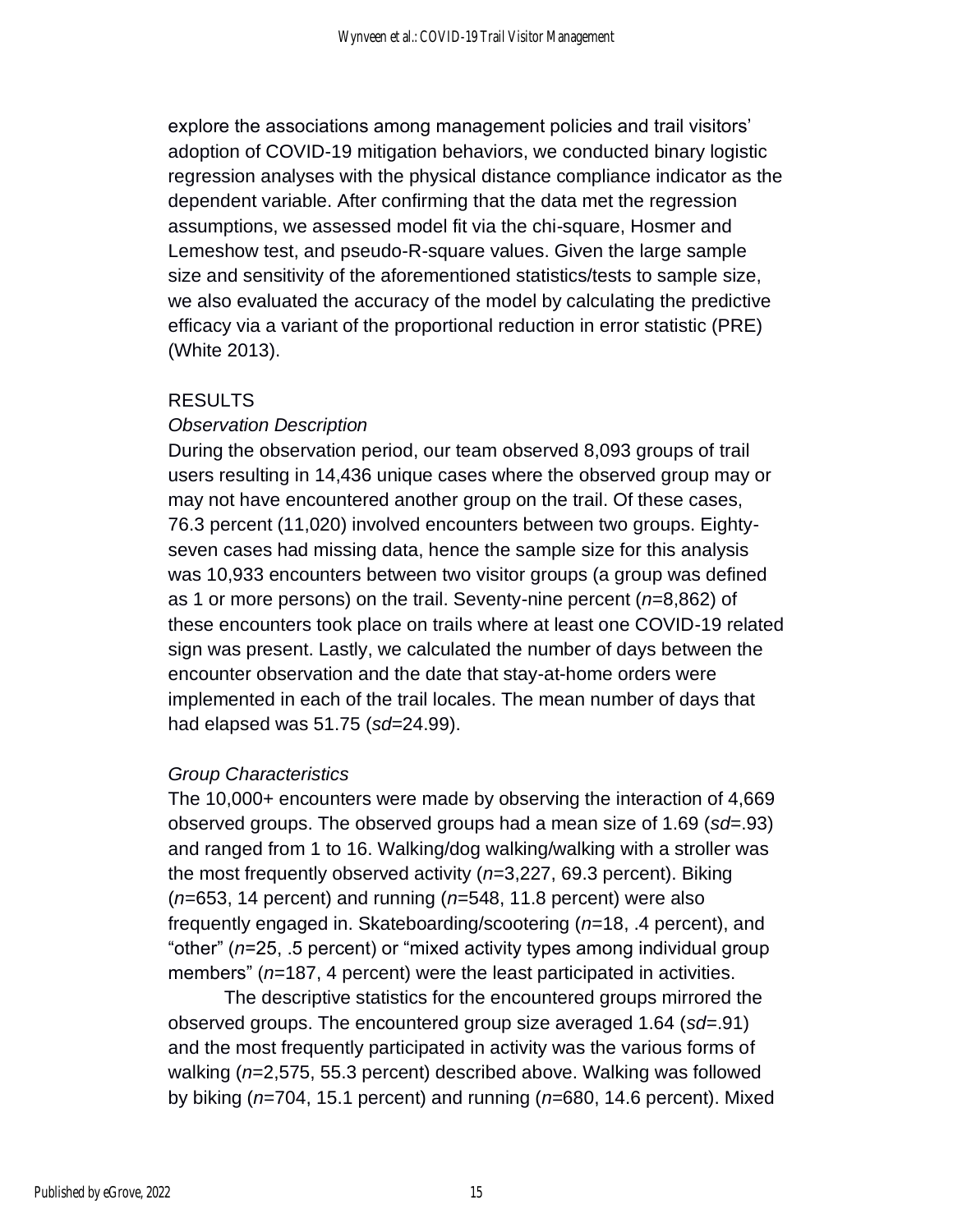explore the associations among management policies and trail visitors' adoption of COVID-19 mitigation behaviors, we conducted binary logistic regression analyses with the physical distance compliance indicator as the dependent variable. After confirming that the data met the regression assumptions, we assessed model fit via the chi-square, Hosmer and Lemeshow test, and pseudo-R-square values. Given the large sample size and sensitivity of the aforementioned statistics/tests to sample size, we also evaluated the accuracy of the model by calculating the predictive efficacy via a variant of the proportional reduction in error statistic (PRE) (White 2013).

## RESULTS

### *Observation Description*

During the observation period, our team observed 8,093 groups of trail users resulting in 14,436 unique cases where the observed group may or may not have encountered another group on the trail. Of these cases, 76.3 percent (11,020) involved encounters between two groups. Eighty-seven cases had missing data, hence the sample size for this analysis was 10,933 encounters between two visitor groups (a group was defined as 1 or more persons) on the trail. Seventy-nine percent ($n$=8,862) of these encounters took place on trails where at least one COVID-19 related sign was present. Lastly, we calculated the number of days between the encounter observation and the date that stay-at-home orders were implemented in each of the trail locales. The mean number of days that had elapsed was 51.75 ($sd$=24.99).

### *Group Characteristics*

The 10,000+ encounters were made by observing the interaction of 4,669 observed groups. The observed groups had a mean size of 1.69 ($sd$=.93) and ranged from 1 to 16. Walking/dog walking/walking with a stroller was the most frequently observed activity ($n$=3,227, 69.3 percent). Biking ($n$=653, 14 percent) and running ($n$=548, 11.8 percent) were also frequently engaged in. Skateboarding/scootering ($n$=18, .4 percent), and "other" ($n$=25, .5 percent) or "mixed activity types among individual group members" ($n$=187, 4 percent) were the least participated in activities.

The descriptive statistics for the encountered groups mirrored the observed groups. The encountered group size averaged 1.64 ($sd$=.91) and the most frequently participated in activity was the various forms of walking ($n$=2,575, 55.3 percent) described above. Walking was followed by biking ($n$=704, 15.1 percent) and running ($n$=680, 14.6 percent). Mixed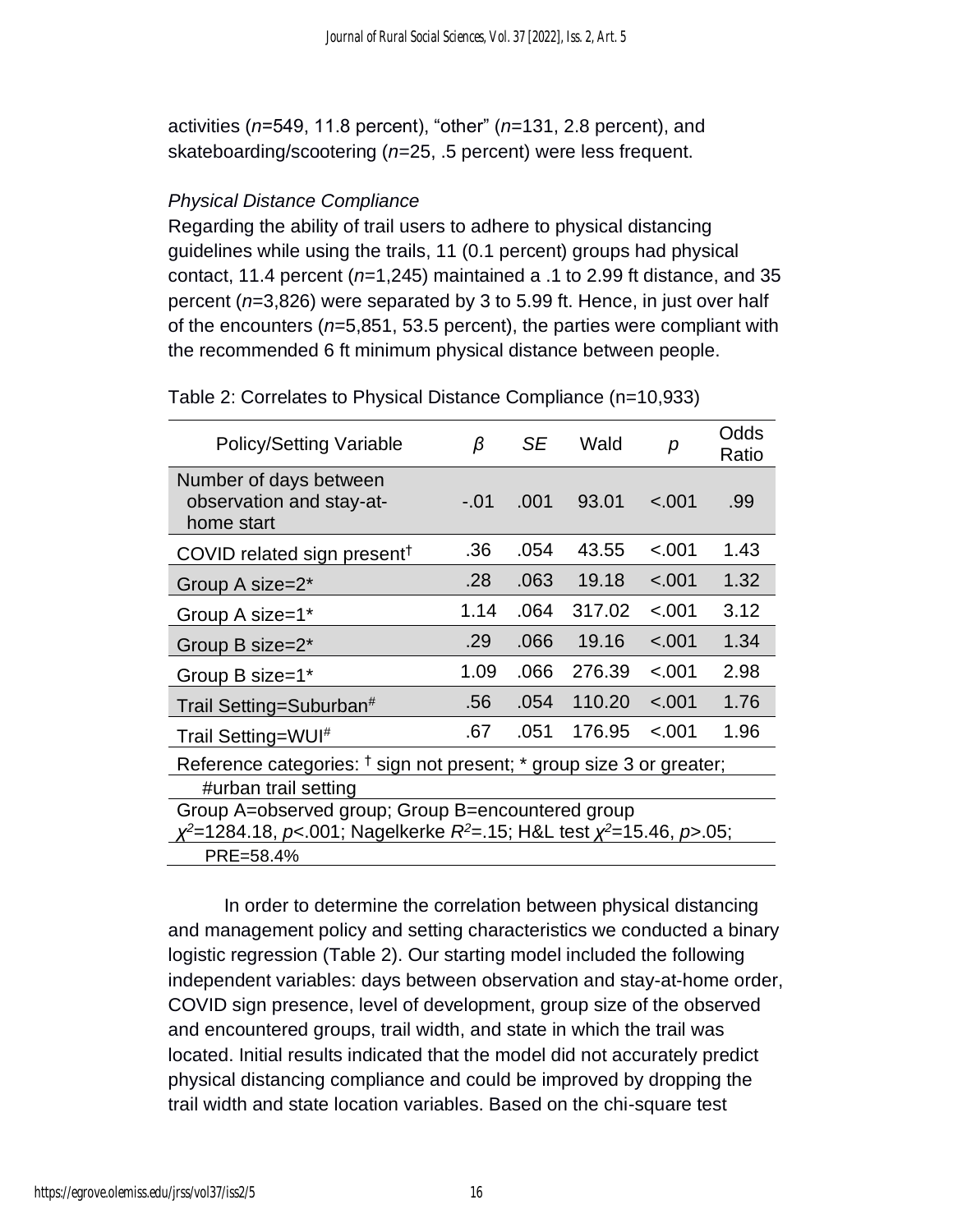activities (*n*=549, 11.8 percent), “other” (*n*=131, 2.8 percent), and skateboarding/scootering (*n*=25, .5 percent) were less frequent.

*Physical Distance Compliance*

Regarding the ability of trail users to adhere to physical distancing guidelines while using the trails, 11 (0.1 percent) groups had physical contact, 11.4 percent (*n*=1,245) maintained a .1 to 2.99 ft distance, and 35 percent (*n*=3,826) were separated by 3 to 5.99 ft. Hence, in just over half of the encounters (*n*=5,851, 53.5 percent), the parties were compliant with the recommended 6 ft minimum physical distance between people.

Table 2: Correlates to Physical Distance Compliance (n=10,933)

| Policy/Setting Variable | $\beta$ | *SE* | Wald | *p* | Odds Ratio |
|---|---|---|---|---|---|
| Number of days between observation and stay-at-home start | -.01 | .001 | 93.01 | <.001 | .99 |
| COVID related sign present† | .36 | .054 | 43.55 | <.001 | 1.43 |
| Group A size=2* | .28 | .063 | 19.18 | <.001 | 1.32 |
| Group A size=1* | 1.14 | .064 | 317.02 | <.001 | 3.12 |
| Group B size=2* | .29 | .066 | 19.16 | <.001 | 1.34 |
| Group B size=1* | 1.09 | .066 | 276.39 | <.001 | 2.98 |
| Trail Setting=Suburban# | .56 | .054 | 110.20 | <.001 | 1.76 |
| Trail Setting=WUI# | .67 | .051 | 176.95 | <.001 | 1.96 |

Reference categories: † sign not present; * group size 3 or greater; #urban trail setting

Group A=observed group; Group B=encountered group

$\chi^2$=1284.18, *p*<.001; Nagelkerke $R^2$=.15; H&L test $\chi^2$=15.46, *p*>.05; PRE=58.4%

In order to determine the correlation between physical distancing and management policy and setting characteristics we conducted a binary logistic regression (Table 2). Our starting model included the following independent variables: days between observation and stay-at-home order, COVID sign presence, level of development, group size of the observed and encountered groups, trail width, and state in which the trail was located. Initial results indicated that the model did not accurately predict physical distancing compliance and could be improved by dropping the trail width and state location variables. Based on the chi-square test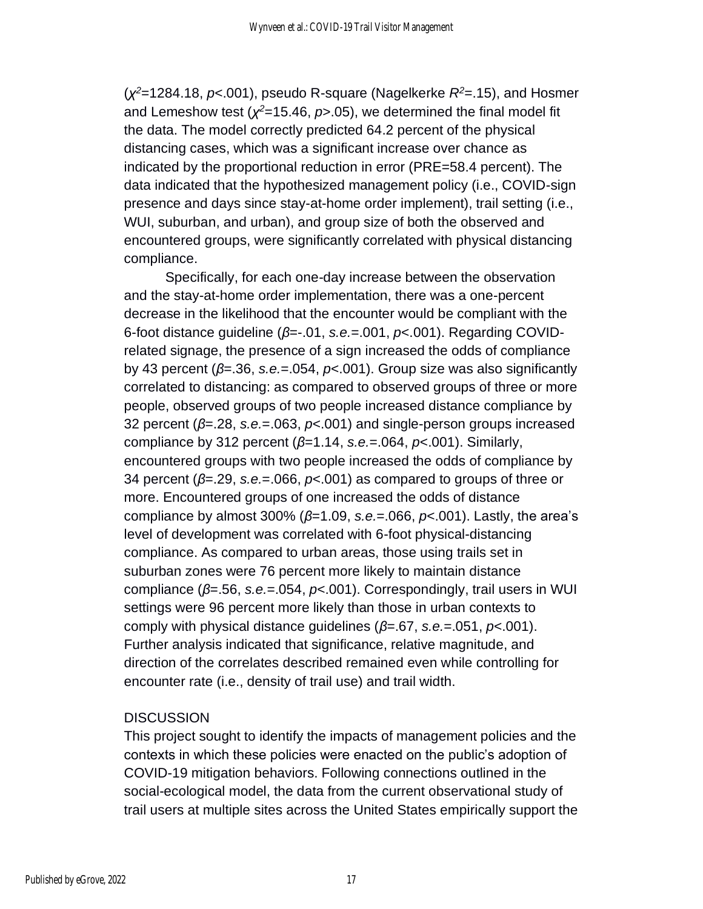($\chi^2$=1284.18, $p$<.001), pseudo R-square (Nagelkerke $R^2$=.15), and Hosmer and Lemeshow test ($\chi^2$=15.46, $p$>.05), we determined the final model fit the data. The model correctly predicted 64.2 percent of the physical distancing cases, which was a significant increase over chance as indicated by the proportional reduction in error (PRE=58.4 percent). The data indicated that the hypothesized management policy (i.e., COVID-sign presence and days since stay-at-home order implement), trail setting (i.e., WUI, suburban, and urban), and group size of both the observed and encountered groups, were significantly correlated with physical distancing compliance.

Specifically, for each one-day increase between the observation and the stay-at-home order implementation, there was a one-percent decrease in the likelihood that the encounter would be compliant with the 6-foot distance guideline ($\beta$=-.01, *s.e.*=.001, $p$<.001). Regarding COVID-related signage, the presence of a sign increased the odds of compliance by 43 percent ($\beta$=.36, *s.e.*=.054, $p$<.001). Group size was also significantly correlated to distancing: as compared to observed groups of three or more people, observed groups of two people increased distance compliance by 32 percent ($\beta$=.28, *s.e.*=.063, $p$<.001) and single-person groups increased compliance by 312 percent ($\beta$=1.14, *s.e.*=.064, $p$<.001). Similarly, encountered groups with two people increased the odds of compliance by 34 percent ($\beta$=.29, *s.e.*=.066, $p$<.001) as compared to groups of three or more. Encountered groups of one increased the odds of distance compliance by almost 300% ($\beta$=1.09, *s.e.*=.066, $p$<.001). Lastly, the area's level of development was correlated with 6-foot physical-distancing compliance. As compared to urban areas, those using trails set in suburban zones were 76 percent more likely to maintain distance compliance ($\beta$=.56, *s.e.*=.054, $p$<.001). Correspondingly, trail users in WUI settings were 96 percent more likely than those in urban contexts to comply with physical distance guidelines ($\beta$=.67, *s.e.*=.051, $p$<.001). Further analysis indicated that significance, relative magnitude, and direction of the correlates described remained even while controlling for encounter rate (i.e., density of trail use) and trail width.

## DISCUSSION

This project sought to identify the impacts of management policies and the contexts in which these policies were enacted on the public's adoption of COVID-19 mitigation behaviors. Following connections outlined in the social-ecological model, the data from the current observational study of trail users at multiple sites across the United States empirically support the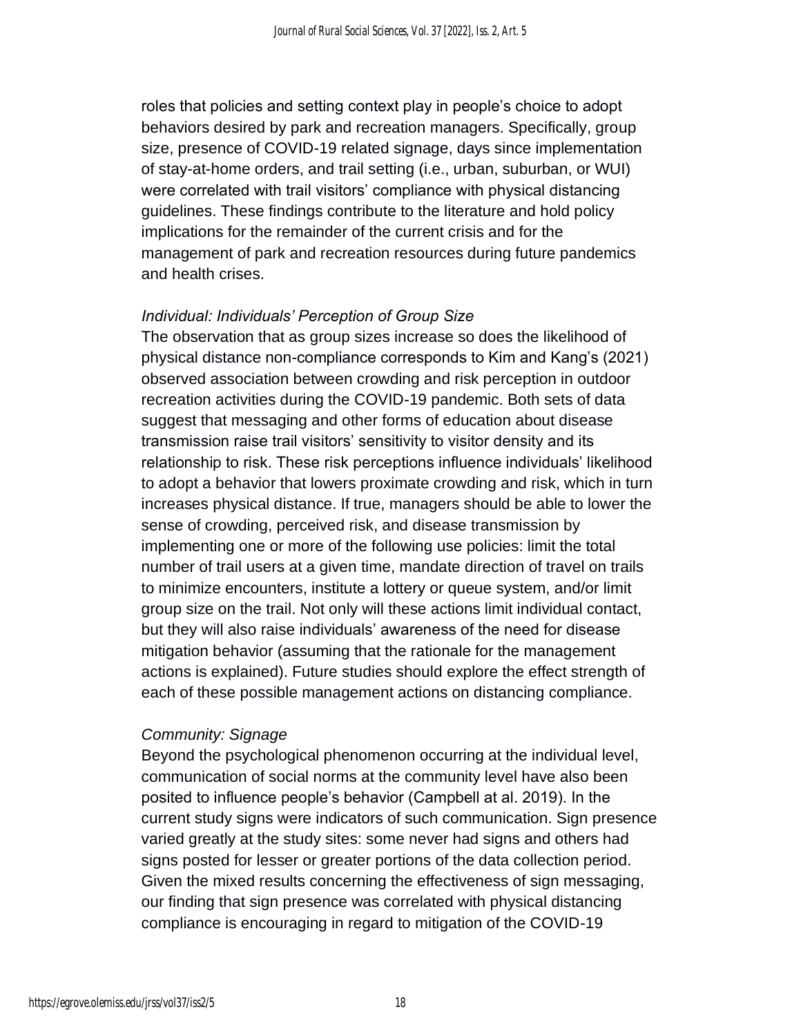roles that policies and setting context play in people's choice to adopt behaviors desired by park and recreation managers. Specifically, group size, presence of COVID-19 related signage, days since implementation of stay-at-home orders, and trail setting (i.e., urban, suburban, or WUI) were correlated with trail visitors' compliance with physical distancing guidelines. These findings contribute to the literature and hold policy implications for the remainder of the current crisis and for the management of park and recreation resources during future pandemics and health crises.

### *Individual: Individuals' Perception of Group Size*

The observation that as group sizes increase so does the likelihood of physical distance non-compliance corresponds to Kim and Kang's (2021) observed association between crowding and risk perception in outdoor recreation activities during the COVID-19 pandemic. Both sets of data suggest that messaging and other forms of education about disease transmission raise trail visitors' sensitivity to visitor density and its relationship to risk. These risk perceptions influence individuals' likelihood to adopt a behavior that lowers proximate crowding and risk, which in turn increases physical distance. If true, managers should be able to lower the sense of crowding, perceived risk, and disease transmission by implementing one or more of the following use policies: limit the total number of trail users at a given time, mandate direction of travel on trails to minimize encounters, institute a lottery or queue system, and/or limit group size on the trail. Not only will these actions limit individual contact, but they will also raise individuals' awareness of the need for disease mitigation behavior (assuming that the rationale for the management actions is explained). Future studies should explore the effect strength of each of these possible management actions on distancing compliance.

### *Community: Signage*

Beyond the psychological phenomenon occurring at the individual level, communication of social norms at the community level have also been posited to influence people's behavior (Campbell at al. 2019). In the current study signs were indicators of such communication. Sign presence varied greatly at the study sites: some never had signs and others had signs posted for lesser or greater portions of the data collection period. Given the mixed results concerning the effectiveness of sign messaging, our finding that sign presence was correlated with physical distancing compliance is encouraging in regard to mitigation of the COVID-19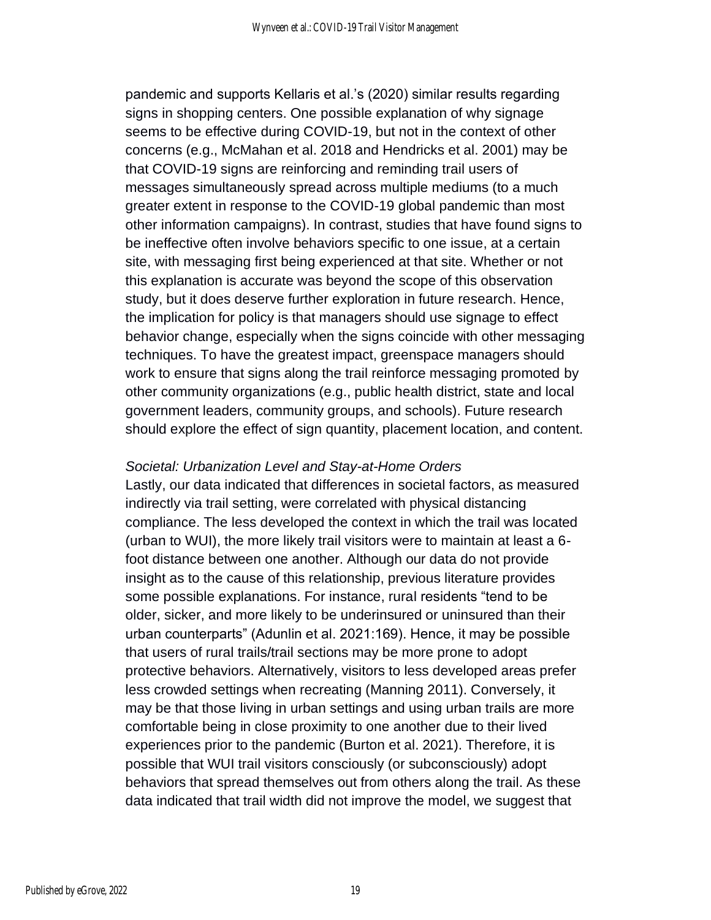pandemic and supports Kellaris et al.'s (2020) similar results regarding signs in shopping centers. One possible explanation of why signage seems to be effective during COVID-19, but not in the context of other concerns (e.g., McMahan et al. 2018 and Hendricks et al. 2001) may be that COVID-19 signs are reinforcing and reminding trail users of messages simultaneously spread across multiple mediums (to a much greater extent in response to the COVID-19 global pandemic than most other information campaigns). In contrast, studies that have found signs to be ineffective often involve behaviors specific to one issue, at a certain site, with messaging first being experienced at that site. Whether or not this explanation is accurate was beyond the scope of this observation study, but it does deserve further exploration in future research. Hence, the implication for policy is that managers should use signage to effect behavior change, especially when the signs coincide with other messaging techniques. To have the greatest impact, greenspace managers should work to ensure that signs along the trail reinforce messaging promoted by other community organizations (e.g., public health district, state and local government leaders, community groups, and schools). Future research should explore the effect of sign quantity, placement location, and content.

*Societal: Urbanization Level and Stay-at-Home Orders*

Lastly, our data indicated that differences in societal factors, as measured indirectly via trail setting, were correlated with physical distancing compliance. The less developed the context in which the trail was located (urban to WUI), the more likely trail visitors were to maintain at least a 6-foot distance between one another. Although our data do not provide insight as to the cause of this relationship, previous literature provides some possible explanations. For instance, rural residents "tend to be older, sicker, and more likely to be underinsured or uninsured than their urban counterparts" (Adunlin et al. 2021:169). Hence, it may be possible that users of rural trails/trail sections may be more prone to adopt protective behaviors. Alternatively, visitors to less developed areas prefer less crowded settings when recreating (Manning 2011). Conversely, it may be that those living in urban settings and using urban trails are more comfortable being in close proximity to one another due to their lived experiences prior to the pandemic (Burton et al. 2021). Therefore, it is possible that WUI trail visitors consciously (or subconsciously) adopt behaviors that spread themselves out from others along the trail. As these data indicated that trail width did not improve the model, we suggest that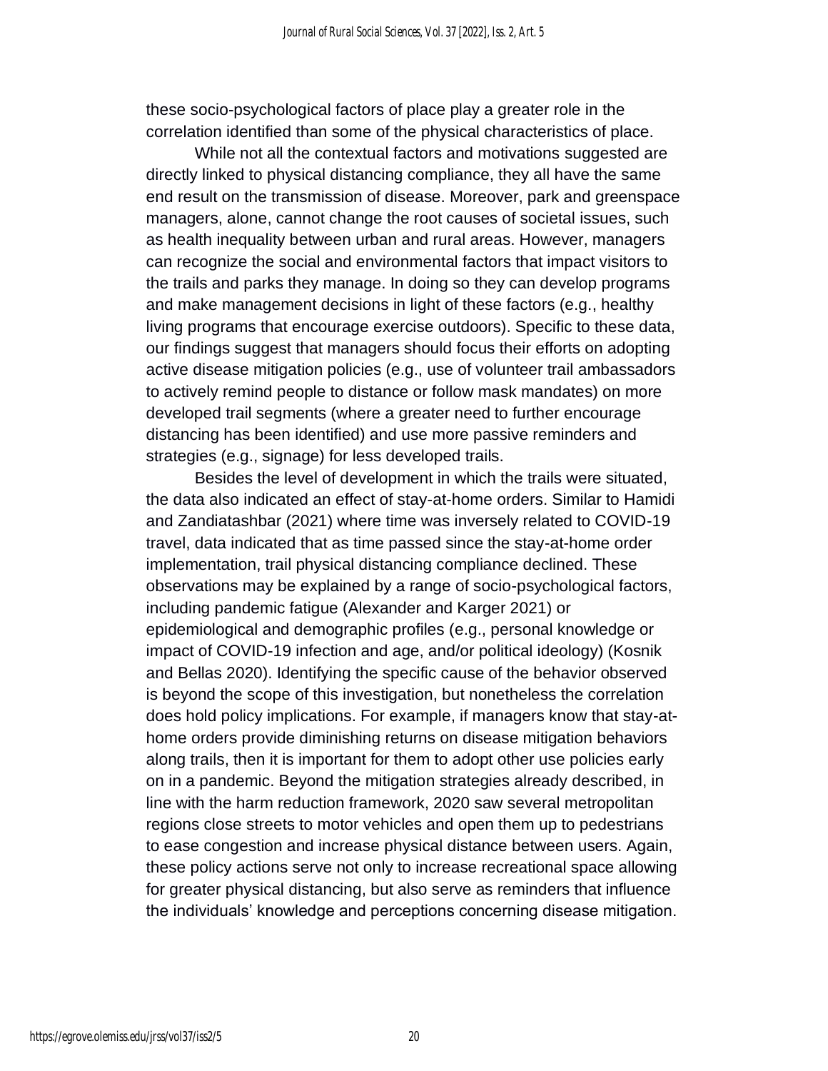these socio-psychological factors of place play a greater role in the correlation identified than some of the physical characteristics of place.

While not all the contextual factors and motivations suggested are directly linked to physical distancing compliance, they all have the same end result on the transmission of disease. Moreover, park and greenspace managers, alone, cannot change the root causes of societal issues, such as health inequality between urban and rural areas. However, managers can recognize the social and environmental factors that impact visitors to the trails and parks they manage. In doing so they can develop programs and make management decisions in light of these factors (e.g., healthy living programs that encourage exercise outdoors). Specific to these data, our findings suggest that managers should focus their efforts on adopting active disease mitigation policies (e.g., use of volunteer trail ambassadors to actively remind people to distance or follow mask mandates) on more developed trail segments (where a greater need to further encourage distancing has been identified) and use more passive reminders and strategies (e.g., signage) for less developed trails.

Besides the level of development in which the trails were situated, the data also indicated an effect of stay-at-home orders. Similar to Hamidi and Zandiatashbar (2021) where time was inversely related to COVID-19 travel, data indicated that as time passed since the stay-at-home order implementation, trail physical distancing compliance declined. These observations may be explained by a range of socio-psychological factors, including pandemic fatigue (Alexander and Karger 2021) or epidemiological and demographic profiles (e.g., personal knowledge or impact of COVID-19 infection and age, and/or political ideology) (Kosnik and Bellas 2020). Identifying the specific cause of the behavior observed is beyond the scope of this investigation, but nonetheless the correlation does hold policy implications. For example, if managers know that stay-at-home orders provide diminishing returns on disease mitigation behaviors along trails, then it is important for them to adopt other use policies early on in a pandemic. Beyond the mitigation strategies already described, in line with the harm reduction framework, 2020 saw several metropolitan regions close streets to motor vehicles and open them up to pedestrians to ease congestion and increase physical distance between users. Again, these policy actions serve not only to increase recreational space allowing for greater physical distancing, but also serve as reminders that influence the individuals' knowledge and perceptions concerning disease mitigation.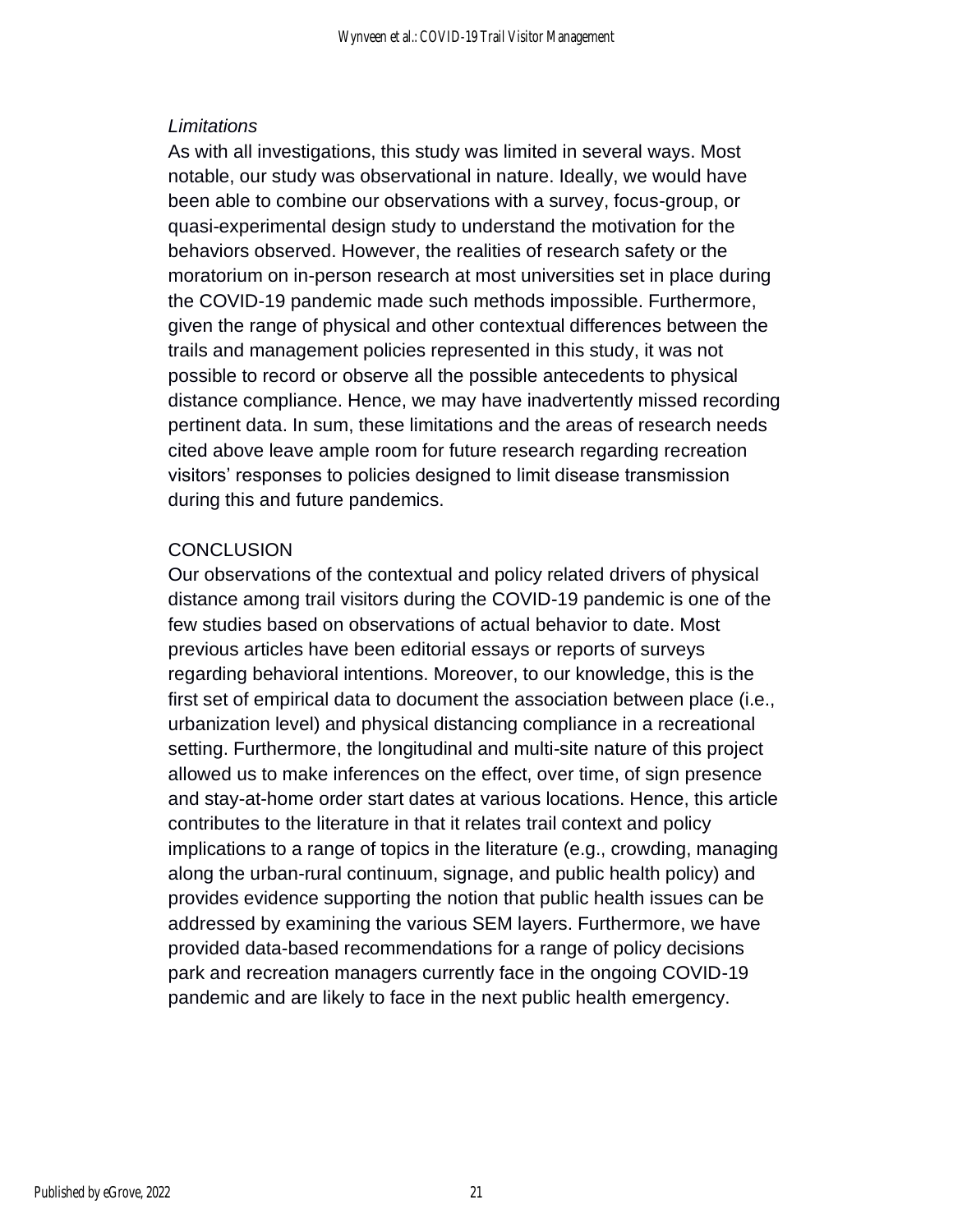### *Limitations*

As with all investigations, this study was limited in several ways. Most notable, our study was observational in nature. Ideally, we would have been able to combine our observations with a survey, focus-group, or quasi-experimental design study to understand the motivation for the behaviors observed. However, the realities of research safety or the moratorium on in-person research at most universities set in place during the COVID-19 pandemic made such methods impossible. Furthermore, given the range of physical and other contextual differences between the trails and management policies represented in this study, it was not possible to record or observe all the possible antecedents to physical distance compliance. Hence, we may have inadvertently missed recording pertinent data. In sum, these limitations and the areas of research needs cited above leave ample room for future research regarding recreation visitors' responses to policies designed to limit disease transmission during this and future pandemics.

## CONCLUSION

Our observations of the contextual and policy related drivers of physical distance among trail visitors during the COVID-19 pandemic is one of the few studies based on observations of actual behavior to date. Most previous articles have been editorial essays or reports of surveys regarding behavioral intentions. Moreover, to our knowledge, this is the first set of empirical data to document the association between place (i.e., urbanization level) and physical distancing compliance in a recreational setting. Furthermore, the longitudinal and multi-site nature of this project allowed us to make inferences on the effect, over time, of sign presence and stay-at-home order start dates at various locations. Hence, this article contributes to the literature in that it relates trail context and policy implications to a range of topics in the literature (e.g., crowding, managing along the urban-rural continuum, signage, and public health policy) and provides evidence supporting the notion that public health issues can be addressed by examining the various SEM layers. Furthermore, we have provided data-based recommendations for a range of policy decisions park and recreation managers currently face in the ongoing COVID-19 pandemic and are likely to face in the next public health emergency.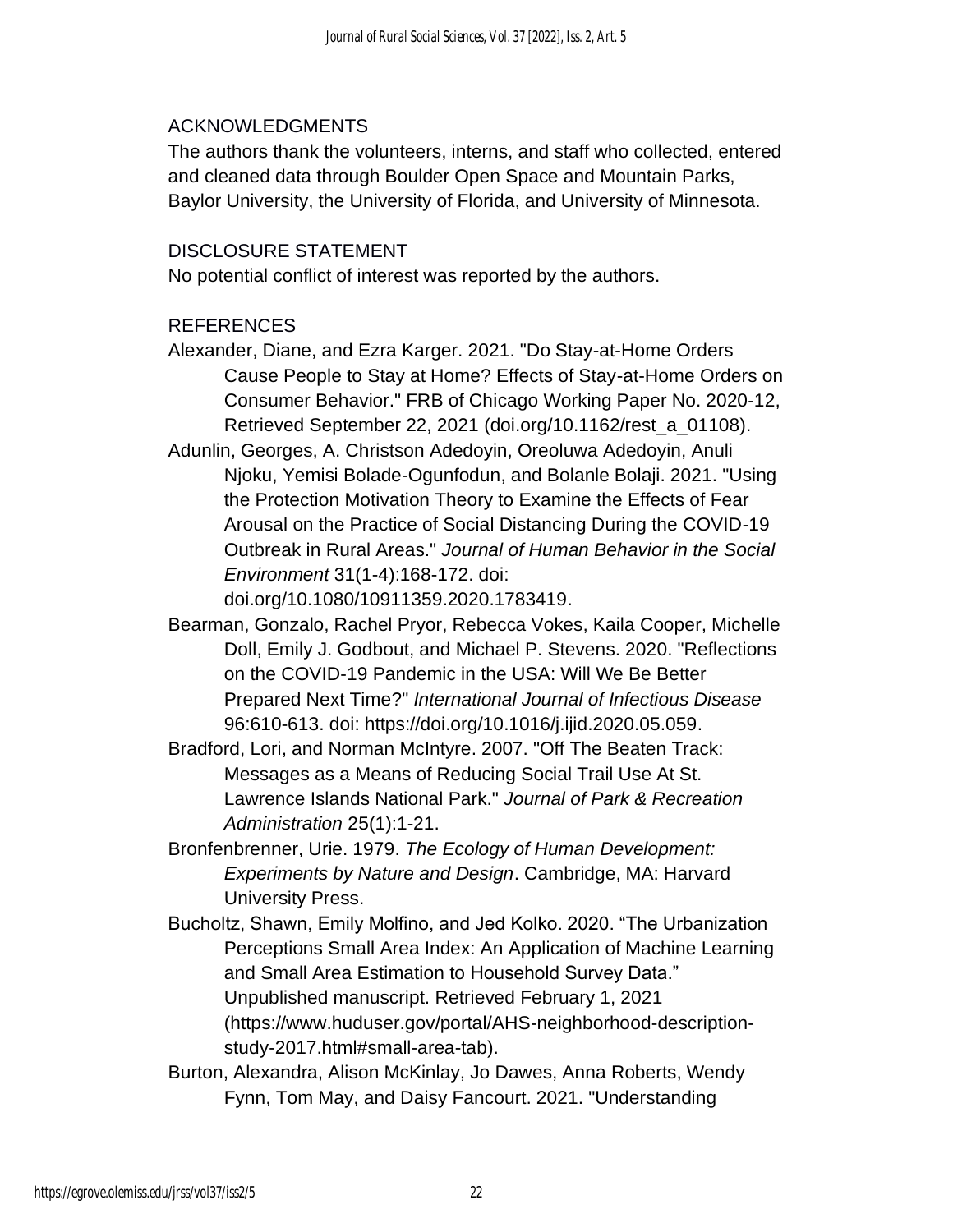## ACKNOWLEDGMENTS

The authors thank the volunteers, interns, and staff who collected, entered and cleaned data through Boulder Open Space and Mountain Parks, Baylor University, the University of Florida, and University of Minnesota.

## DISCLOSURE STATEMENT

No potential conflict of interest was reported by the authors.

## REFERENCES

Alexander, Diane, and Ezra Karger. 2021. "Do Stay-at-Home Orders Cause People to Stay at Home? Effects of Stay-at-Home Orders on Consumer Behavior." FRB of Chicago Working Paper No. 2020-12, Retrieved September 22, 2021 (doi.org/10.1162/rest_a_01108).

Adunlin, Georges, A. Christson Adedoyin, Oreoluwa Adedoyin, Anuli Njoku, Yemisi Bolade-Ogunfodun, and Bolanle Bolaji. 2021. "Using the Protection Motivation Theory to Examine the Effects of Fear Arousal on the Practice of Social Distancing During the COVID-19 Outbreak in Rural Areas." *Journal of Human Behavior in the Social Environment* 31(1-4):168-172. doi: doi.org/10.1080/10911359.2020.1783419.

Bearman, Gonzalo, Rachel Pryor, Rebecca Vokes, Kaila Cooper, Michelle Doll, Emily J. Godbout, and Michael P. Stevens. 2020. "Reflections on the COVID-19 Pandemic in the USA: Will We Be Better Prepared Next Time?" *International Journal of Infectious Disease* 96:610-613. doi: https://doi.org/10.1016/j.ijid.2020.05.059.

Bradford, Lori, and Norman McIntyre. 2007. "Off The Beaten Track: Messages as a Means of Reducing Social Trail Use At St. Lawrence Islands National Park." *Journal of Park & Recreation Administration* 25(1):1-21.

Bronfenbrenner, Urie. 1979. *The Ecology of Human Development: Experiments by Nature and Design*. Cambridge, MA: Harvard University Press.

Bucholtz, Shawn, Emily Molfino, and Jed Kolko. 2020. "The Urbanization Perceptions Small Area Index: An Application of Machine Learning and Small Area Estimation to Household Survey Data." Unpublished manuscript. Retrieved February 1, 2021 (https://www.huduser.gov/portal/AHS-neighborhood-description-study-2017.html#small-area-tab).

Burton, Alexandra, Alison McKinlay, Jo Dawes, Anna Roberts, Wendy Fynn, Tom May, and Daisy Fancourt. 2021. "Understanding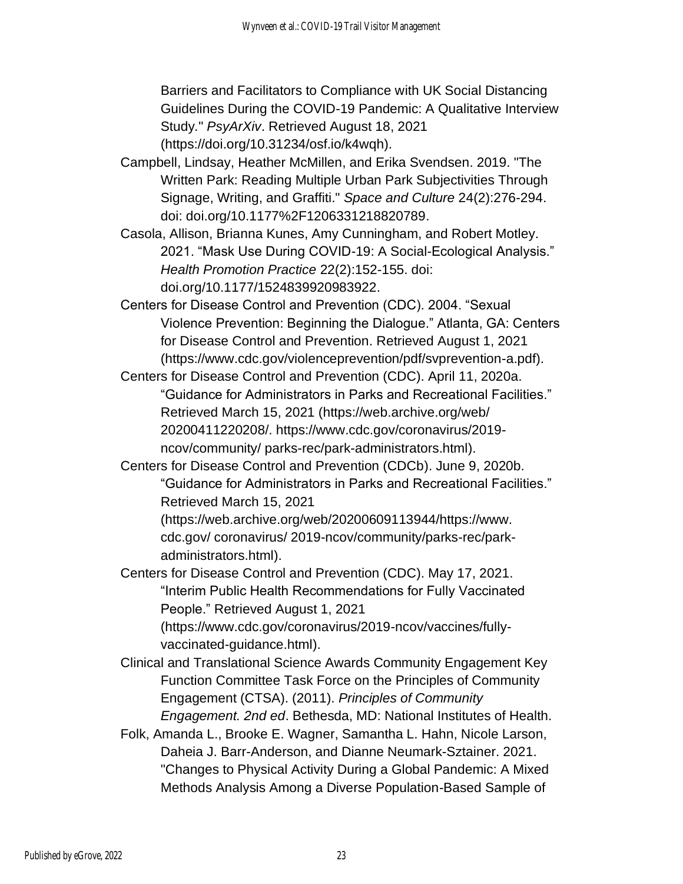Barriers and Facilitators to Compliance with UK Social Distancing Guidelines During the COVID-19 Pandemic: A Qualitative Interview Study." *PsyArXiv*. Retrieved August 18, 2021 (https://doi.org/10.31234/osf.io/k4wqh).

Campbell, Lindsay, Heather McMillen, and Erika Svendsen. 2019. "The Written Park: Reading Multiple Urban Park Subjectivities Through Signage, Writing, and Graffiti." *Space and Culture* 24(2):276-294. doi: doi.org/10.1177%2F1206331218820789.

Casola, Allison, Brianna Kunes, Amy Cunningham, and Robert Motley. 2021. "Mask Use During COVID-19: A Social-Ecological Analysis." *Health Promotion Practice* 22(2):152-155. doi: doi.org/10.1177/1524839920983922.

Centers for Disease Control and Prevention (CDC). 2004. "Sexual Violence Prevention: Beginning the Dialogue." Atlanta, GA: Centers for Disease Control and Prevention. Retrieved August 1, 2021 (https://www.cdc.gov/violenceprevention/pdf/svprevention-a.pdf).

Centers for Disease Control and Prevention (CDC). April 11, 2020a. "Guidance for Administrators in Parks and Recreational Facilities." Retrieved March 15, 2021 (https://web.archive.org/web/ 20200411220208/. https://www.cdc.gov/coronavirus/2019-ncov/community/ parks-rec/park-administrators.html).

Centers for Disease Control and Prevention (CDCb). June 9, 2020b. "Guidance for Administrators in Parks and Recreational Facilities." Retrieved March 15, 2021 (https://web.archive.org/web/20200609113944/https://www. cdc.gov/ coronavirus/ 2019-ncov/community/parks-rec/park-administrators.html).

Centers for Disease Control and Prevention (CDC). May 17, 2021. "Interim Public Health Recommendations for Fully Vaccinated People." Retrieved August 1, 2021 (https://www.cdc.gov/coronavirus/2019-ncov/vaccines/fully-vaccinated-guidance.html).

Clinical and Translational Science Awards Community Engagement Key Function Committee Task Force on the Principles of Community Engagement (CTSA). (2011). *Principles of Community Engagement. 2nd ed*. Bethesda, MD: National Institutes of Health.

Folk, Amanda L., Brooke E. Wagner, Samantha L. Hahn, Nicole Larson, Daheia J. Barr-Anderson, and Dianne Neumark-Sztainer. 2021. "Changes to Physical Activity During a Global Pandemic: A Mixed Methods Analysis Among a Diverse Population-Based Sample of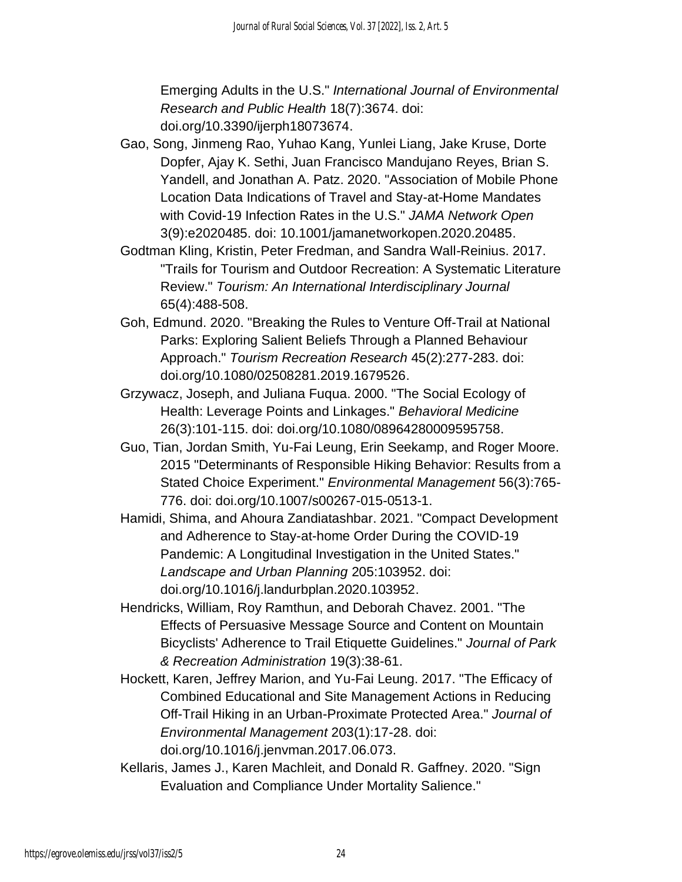Emerging Adults in the U.S." *International Journal of Environmental Research and Public Health* 18(7):3674. doi: doi.org/10.3390/ijerph18073674.

Gao, Song, Jinmeng Rao, Yuhao Kang, Yunlei Liang, Jake Kruse, Dorte Dopfer, Ajay K. Sethi, Juan Francisco Mandujano Reyes, Brian S. Yandell, and Jonathan A. Patz. 2020. "Association of Mobile Phone Location Data Indications of Travel and Stay-at-Home Mandates with Covid-19 Infection Rates in the U.S." *JAMA Network Open* 3(9):e2020485. doi: 10.1001/jamanetworkopen.2020.20485.

Godtman Kling, Kristin, Peter Fredman, and Sandra Wall-Reinius. 2017. "Trails for Tourism and Outdoor Recreation: A Systematic Literature Review." *Tourism: An International Interdisciplinary Journal* 65(4):488-508.

Goh, Edmund. 2020. "Breaking the Rules to Venture Off-Trail at National Parks: Exploring Salient Beliefs Through a Planned Behaviour Approach." *Tourism Recreation Research* 45(2):277-283. doi: doi.org/10.1080/02508281.2019.1679526.

Grzywacz, Joseph, and Juliana Fuqua. 2000. "The Social Ecology of Health: Leverage Points and Linkages." *Behavioral Medicine* 26(3):101-115. doi: doi.org/10.1080/08964280009595758.

Guo, Tian, Jordan Smith, Yu-Fai Leung, Erin Seekamp, and Roger Moore. 2015 "Determinants of Responsible Hiking Behavior: Results from a Stated Choice Experiment." *Environmental Management* 56(3):765-776. doi: doi.org/10.1007/s00267-015-0513-1.

Hamidi, Shima, and Ahoura Zandiatashbar. 2021. "Compact Development and Adherence to Stay-at-home Order During the COVID-19 Pandemic: A Longitudinal Investigation in the United States." *Landscape and Urban Planning* 205:103952. doi: doi.org/10.1016/j.landurbplan.2020.103952.

Hendricks, William, Roy Ramthun, and Deborah Chavez. 2001. "The Effects of Persuasive Message Source and Content on Mountain Bicyclists' Adherence to Trail Etiquette Guidelines." *Journal of Park & Recreation Administration* 19(3):38-61.

Hockett, Karen, Jeffrey Marion, and Yu-Fai Leung. 2017. "The Efficacy of Combined Educational and Site Management Actions in Reducing Off-Trail Hiking in an Urban-Proximate Protected Area." *Journal of Environmental Management* 203(1):17-28. doi: doi.org/10.1016/j.jenvman.2017.06.073.

Kellaris, James J., Karen Machleit, and Donald R. Gaffney. 2020. "Sign Evaluation and Compliance Under Mortality Salience."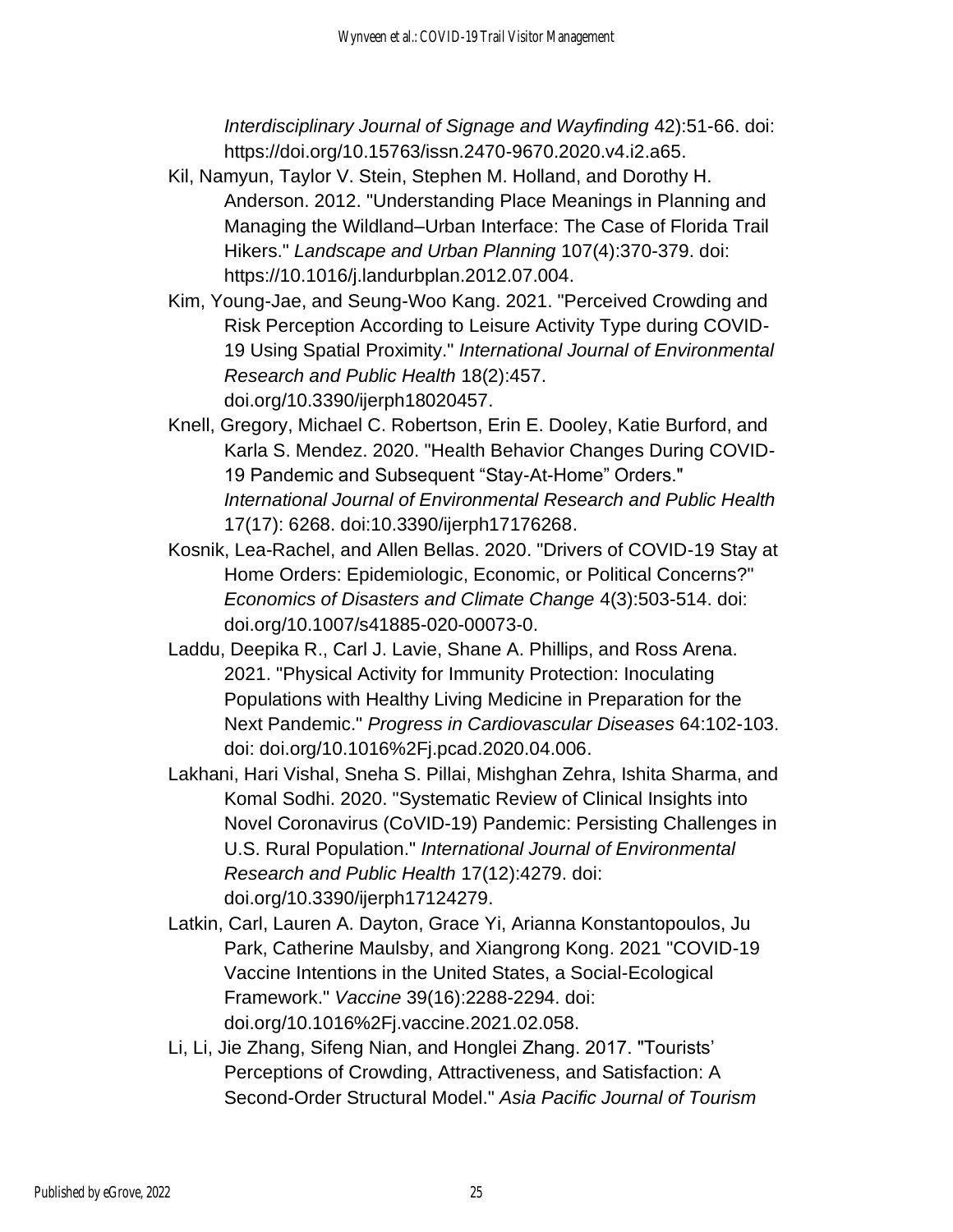*Interdisciplinary Journal of Signage and Wayfinding* 42):51-66. doi: https://doi.org/10.15763/issn.2470-9670.2020.v4.i2.a65.

Kil, Namyun, Taylor V. Stein, Stephen M. Holland, and Dorothy H. Anderson. 2012. "Understanding Place Meanings in Planning and Managing the Wildland–Urban Interface: The Case of Florida Trail Hikers." *Landscape and Urban Planning* 107(4):370-379. doi: https://10.1016/j.landurbplan.2012.07.004.

Kim, Young-Jae, and Seung-Woo Kang. 2021. "Perceived Crowding and Risk Perception According to Leisure Activity Type during COVID-19 Using Spatial Proximity." *International Journal of Environmental Research and Public Health* 18(2):457. doi.org/10.3390/ijerph18020457.

Knell, Gregory, Michael C. Robertson, Erin E. Dooley, Katie Burford, and Karla S. Mendez. 2020. "Health Behavior Changes During COVID-19 Pandemic and Subsequent “Stay-At-Home” Orders." *International Journal of Environmental Research and Public Health* 17(17): 6268. doi:10.3390/ijerph17176268.

Kosnik, Lea-Rachel, and Allen Bellas. 2020. "Drivers of COVID-19 Stay at Home Orders: Epidemiologic, Economic, or Political Concerns?" *Economics of Disasters and Climate Change* 4(3):503-514. doi: doi.org/10.1007/s41885-020-00073-0.

Laddu, Deepika R., Carl J. Lavie, Shane A. Phillips, and Ross Arena. 2021. "Physical Activity for Immunity Protection: Inoculating Populations with Healthy Living Medicine in Preparation for the Next Pandemic." *Progress in Cardiovascular Diseases* 64:102-103. doi: doi.org/10.1016%2Fj.pcad.2020.04.006.

Lakhani, Hari Vishal, Sneha S. Pillai, Mishghan Zehra, Ishita Sharma, and Komal Sodhi. 2020. "Systematic Review of Clinical Insights into Novel Coronavirus (CoVID-19) Pandemic: Persisting Challenges in U.S. Rural Population." *International Journal of Environmental Research and Public Health* 17(12):4279. doi: doi.org/10.3390/ijerph17124279.

Latkin, Carl, Lauren A. Dayton, Grace Yi, Arianna Konstantopoulos, Ju Park, Catherine Maulsby, and Xiangrong Kong. 2021 "COVID-19 Vaccine Intentions in the United States, a Social-Ecological Framework." *Vaccine* 39(16):2288-2294. doi: doi.org/10.1016%2Fj.vaccine.2021.02.058.

Li, Li, Jie Zhang, Sifeng Nian, and Honglei Zhang. 2017. "Tourists' Perceptions of Crowding, Attractiveness, and Satisfaction: A Second-Order Structural Model." *Asia Pacific Journal of Tourism*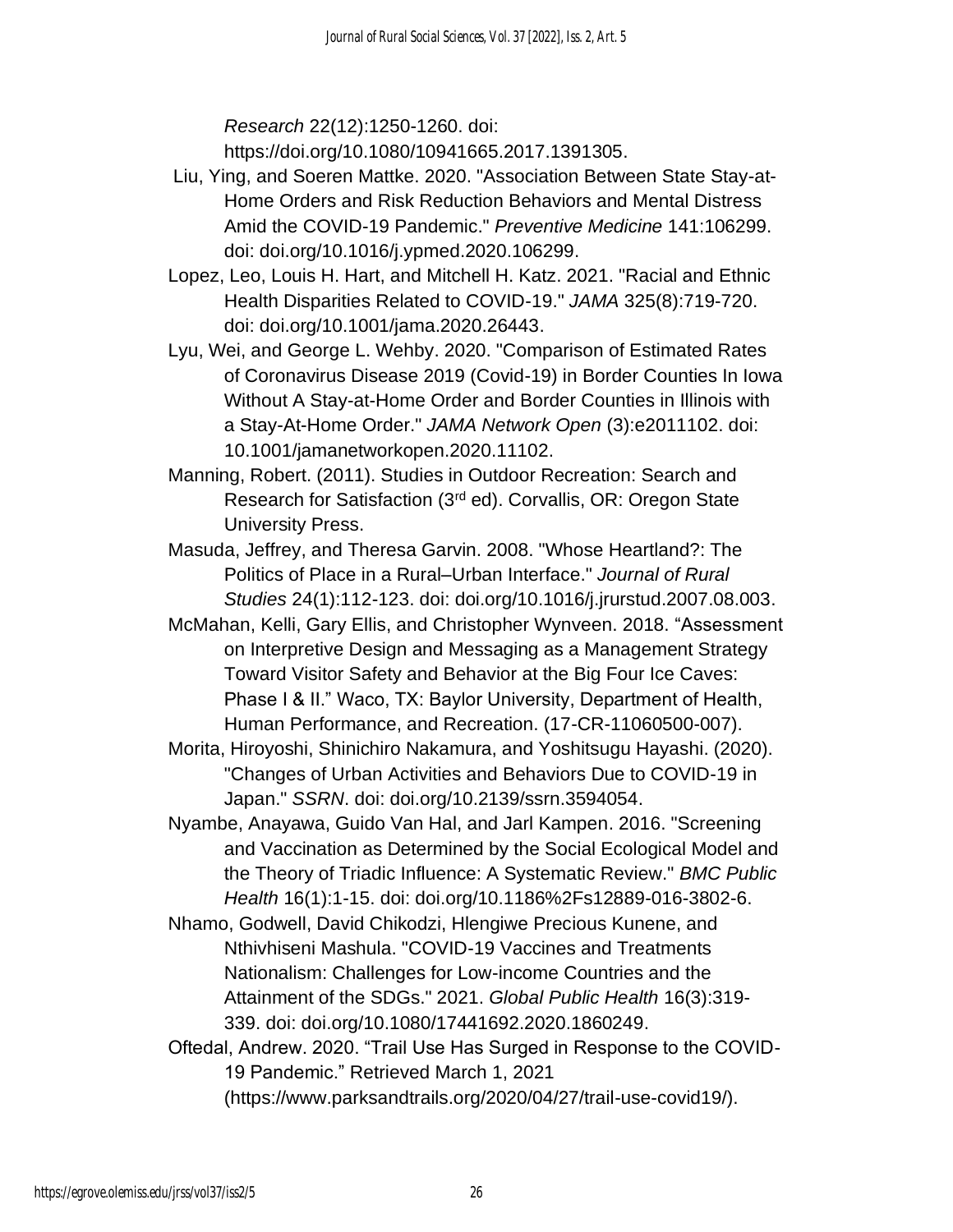*Research* 22(12):1250-1260. doi: https://doi.org/10.1080/10941665.2017.1391305.

Liu, Ying, and Soeren Mattke. 2020. "Association Between State Stay-at-Home Orders and Risk Reduction Behaviors and Mental Distress Amid the COVID-19 Pandemic." *Preventive Medicine* 141:106299. doi: doi.org/10.1016/j.ypmed.2020.106299.

Lopez, Leo, Louis H. Hart, and Mitchell H. Katz. 2021. "Racial and Ethnic Health Disparities Related to COVID-19." *JAMA* 325(8):719-720. doi: doi.org/10.1001/jama.2020.26443.

Lyu, Wei, and George L. Wehby. 2020. "Comparison of Estimated Rates of Coronavirus Disease 2019 (Covid-19) in Border Counties In Iowa Without A Stay-at-Home Order and Border Counties in Illinois with a Stay-At-Home Order." *JAMA Network Open* (3):e2011102. doi: 10.1001/jamanetworkopen.2020.11102.

Manning, Robert. (2011). Studies in Outdoor Recreation: Search and Research for Satisfaction (3rd ed). Corvallis, OR: Oregon State University Press.

Masuda, Jeffrey, and Theresa Garvin. 2008. "Whose Heartland?: The Politics of Place in a Rural–Urban Interface." *Journal of Rural Studies* 24(1):112-123. doi: doi.org/10.1016/j.jrurstud.2007.08.003.

McMahan, Kelli, Gary Ellis, and Christopher Wynveen. 2018. "Assessment on Interpretive Design and Messaging as a Management Strategy Toward Visitor Safety and Behavior at the Big Four Ice Caves: Phase I & II." Waco, TX: Baylor University, Department of Health, Human Performance, and Recreation. (17-CR-11060500-007).

Morita, Hiroyoshi, Shinichiro Nakamura, and Yoshitsugu Hayashi. (2020). "Changes of Urban Activities and Behaviors Due to COVID-19 in Japan." *SSRN*. doi: doi.org/10.2139/ssrn.3594054.

Nyambe, Anayawa, Guido Van Hal, and Jarl Kampen. 2016. "Screening and Vaccination as Determined by the Social Ecological Model and the Theory of Triadic Influence: A Systematic Review." *BMC Public Health* 16(1):1-15. doi: doi.org/10.1186%2Fs12889-016-3802-6.

Nhamo, Godwell, David Chikodzi, Hlengiwe Precious Kunene, and Nthivhiseni Mashula. "COVID-19 Vaccines and Treatments Nationalism: Challenges for Low-income Countries and the Attainment of the SDGs." 2021. *Global Public Health* 16(3):319-339. doi: doi.org/10.1080/17441692.2020.1860249.

Oftedal, Andrew. 2020. "Trail Use Has Surged in Response to the COVID-19 Pandemic." Retrieved March 1, 2021 (https://www.parksandtrails.org/2020/04/27/trail-use-covid19/).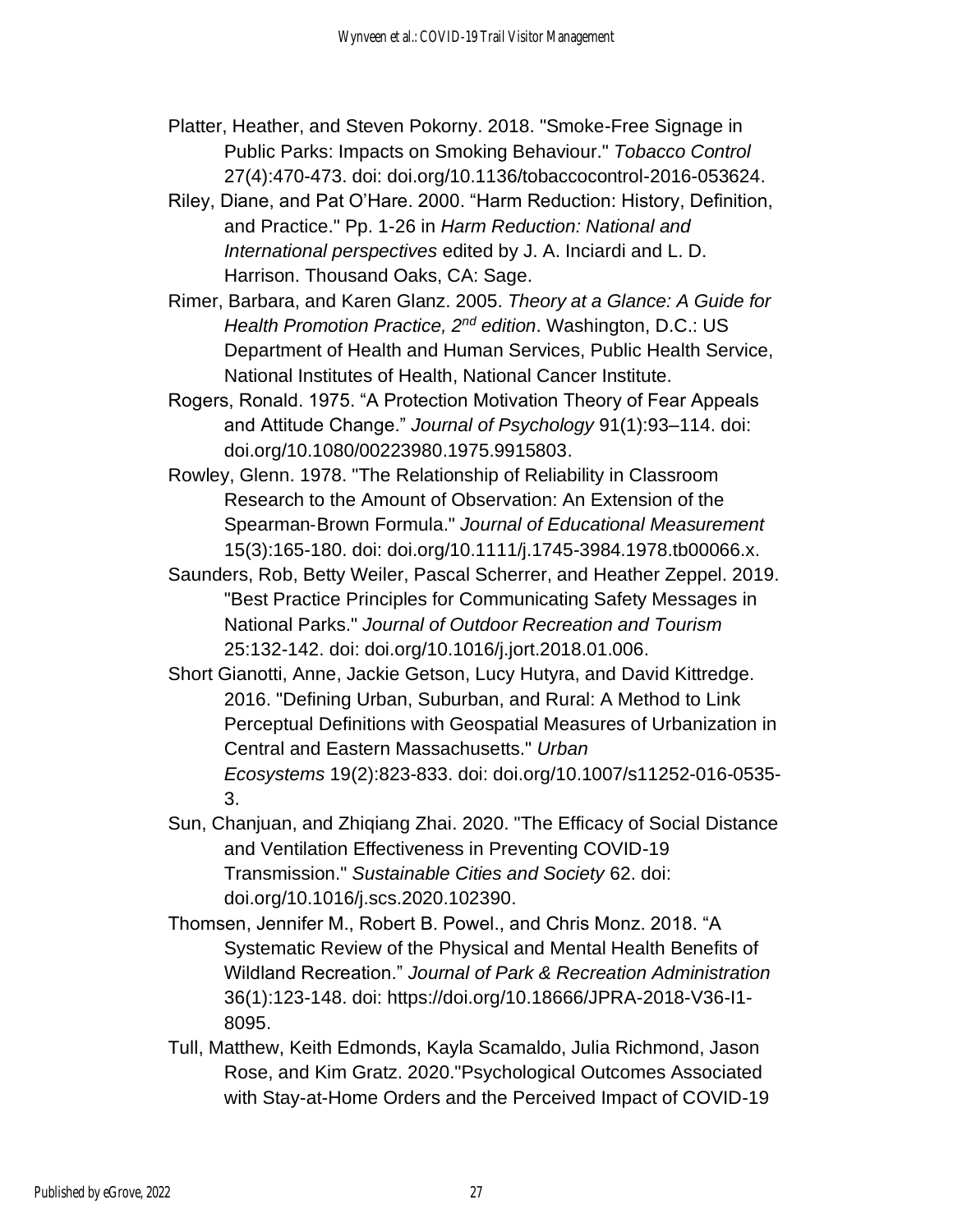Platter, Heather, and Steven Pokorny. 2018. "Smoke-Free Signage in Public Parks: Impacts on Smoking Behaviour." *Tobacco Control* 27(4):470-473. doi: doi.org/10.1136/tobaccocontrol-2016-053624.

Riley, Diane, and Pat O'Hare. 2000. "Harm Reduction: History, Definition, and Practice." Pp. 1-26 in *Harm Reduction: National and International perspectives* edited by J. A. Inciardi and L. D. Harrison. Thousand Oaks, CA: Sage.

Rimer, Barbara, and Karen Glanz. 2005. *Theory at a Glance: A Guide for Health Promotion Practice, 2nd edition*. Washington, D.C.: US Department of Health and Human Services, Public Health Service, National Institutes of Health, National Cancer Institute.

Rogers, Ronald. 1975. "A Protection Motivation Theory of Fear Appeals and Attitude Change." *Journal of Psychology* 91(1):93–114. doi: doi.org/10.1080/00223980.1975.9915803.

Rowley, Glenn. 1978. "The Relationship of Reliability in Classroom Research to the Amount of Observation: An Extension of the Spearman-Brown Formula." *Journal of Educational Measurement* 15(3):165-180. doi: doi.org/10.1111/j.1745-3984.1978.tb00066.x.

Saunders, Rob, Betty Weiler, Pascal Scherrer, and Heather Zeppel. 2019. "Best Practice Principles for Communicating Safety Messages in National Parks." *Journal of Outdoor Recreation and Tourism* 25:132-142. doi: doi.org/10.1016/j.jort.2018.01.006.

Short Gianotti, Anne, Jackie Getson, Lucy Hutyra, and David Kittredge. 2016. "Defining Urban, Suburban, and Rural: A Method to Link Perceptual Definitions with Geospatial Measures of Urbanization in Central and Eastern Massachusetts." *Urban Ecosystems* 19(2):823-833. doi: doi.org/10.1007/s11252-016-0535-3.

Sun, Chanjuan, and Zhiqiang Zhai. 2020. "The Efficacy of Social Distance and Ventilation Effectiveness in Preventing COVID-19 Transmission." *Sustainable Cities and Society* 62. doi: doi.org/10.1016/j.scs.2020.102390.

Thomsen, Jennifer M., Robert B. Powel., and Chris Monz. 2018. "A Systematic Review of the Physical and Mental Health Benefits of Wildland Recreation." *Journal of Park & Recreation Administration* 36(1):123-148. doi: https://doi.org/10.18666/JPRA-2018-V36-I1-8095.

Tull, Matthew, Keith Edmonds, Kayla Scamaldo, Julia Richmond, Jason Rose, and Kim Gratz. 2020."Psychological Outcomes Associated with Stay-at-Home Orders and the Perceived Impact of COVID-19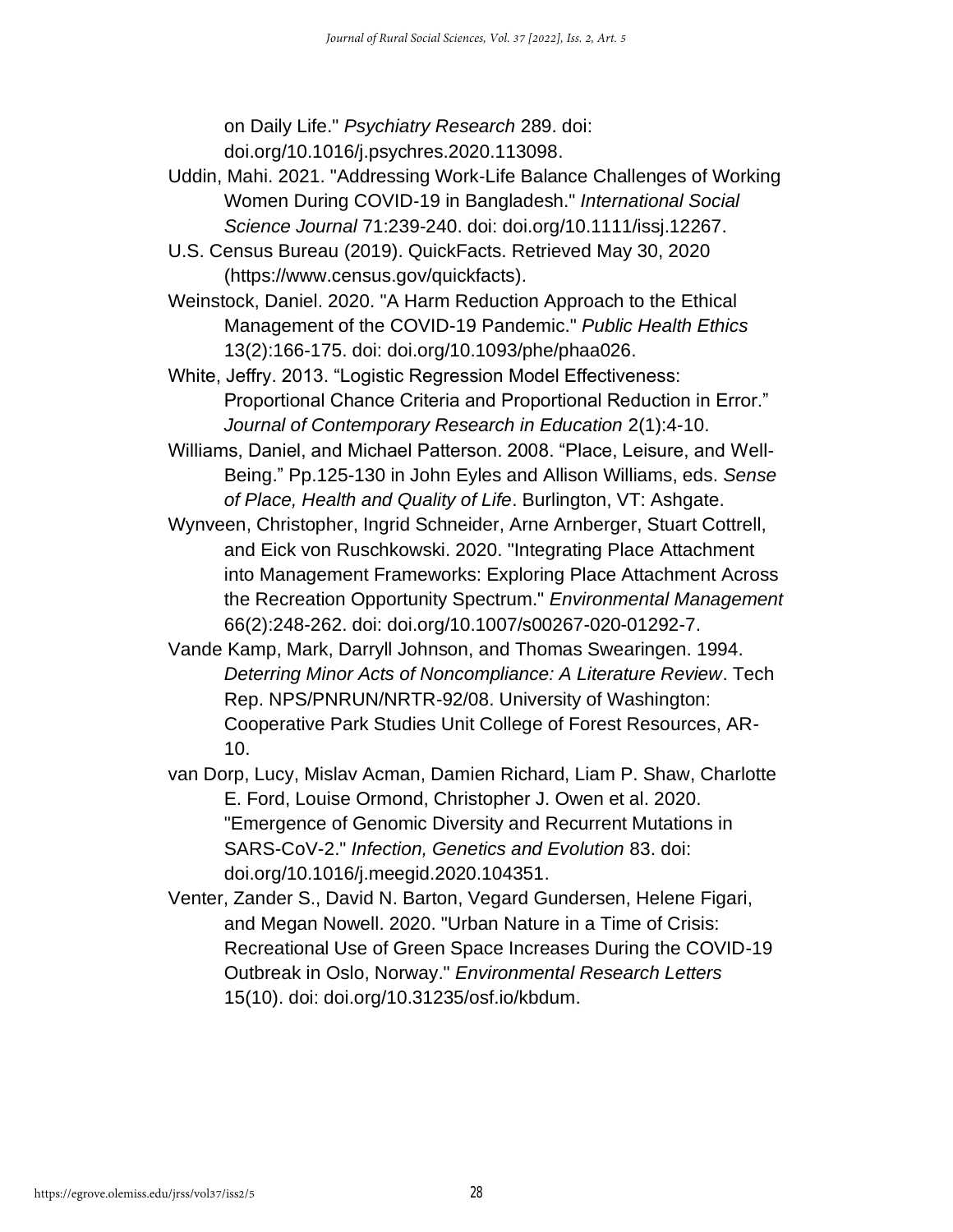on Daily Life." *Psychiatry Research* 289. doi: doi.org/10.1016/j.psychres.2020.113098.

Uddin, Mahi. 2021. "Addressing Work-Life Balance Challenges of Working Women During COVID-19 in Bangladesh." *International Social Science Journal* 71:239-240. doi: doi.org/10.1111/issj.12267.

U.S. Census Bureau (2019). QuickFacts. Retrieved May 30, 2020 (https://www.census.gov/quickfacts).

Weinstock, Daniel. 2020. "A Harm Reduction Approach to the Ethical Management of the COVID-19 Pandemic." *Public Health Ethics* 13(2):166-175. doi: doi.org/10.1093/phe/phaa026.

White, Jeffry. 2013. "Logistic Regression Model Effectiveness: Proportional Chance Criteria and Proportional Reduction in Error." *Journal of Contemporary Research in Education* 2(1):4-10.

Williams, Daniel, and Michael Patterson. 2008. "Place, Leisure, and Well-Being." Pp.125-130 in John Eyles and Allison Williams, eds. *Sense of Place, Health and Quality of Life*. Burlington, VT: Ashgate.

Wynveen, Christopher, Ingrid Schneider, Arne Arnberger, Stuart Cottrell, and Eick von Ruschkowski. 2020. "Integrating Place Attachment into Management Frameworks: Exploring Place Attachment Across the Recreation Opportunity Spectrum." *Environmental Management* 66(2):248-262. doi: doi.org/10.1007/s00267-020-01292-7.

Vande Kamp, Mark, Darryll Johnson, and Thomas Swearingen. 1994. *Deterring Minor Acts of Noncompliance: A Literature Review*. Tech Rep. NPS/PNRUN/NRTR-92/08. University of Washington: Cooperative Park Studies Unit College of Forest Resources, AR-10.

van Dorp, Lucy, Mislav Acman, Damien Richard, Liam P. Shaw, Charlotte E. Ford, Louise Ormond, Christopher J. Owen et al. 2020. "Emergence of Genomic Diversity and Recurrent Mutations in SARS-CoV-2." *Infection, Genetics and Evolution* 83. doi: doi.org/10.1016/j.meegid.2020.104351.

Venter, Zander S., David N. Barton, Vegard Gundersen, Helene Figari, and Megan Nowell. 2020. "Urban Nature in a Time of Crisis: Recreational Use of Green Space Increases During the COVID-19 Outbreak in Oslo, Norway." *Environmental Research Letters* 15(10). doi: doi.org/10.31235/osf.io/kbdum.